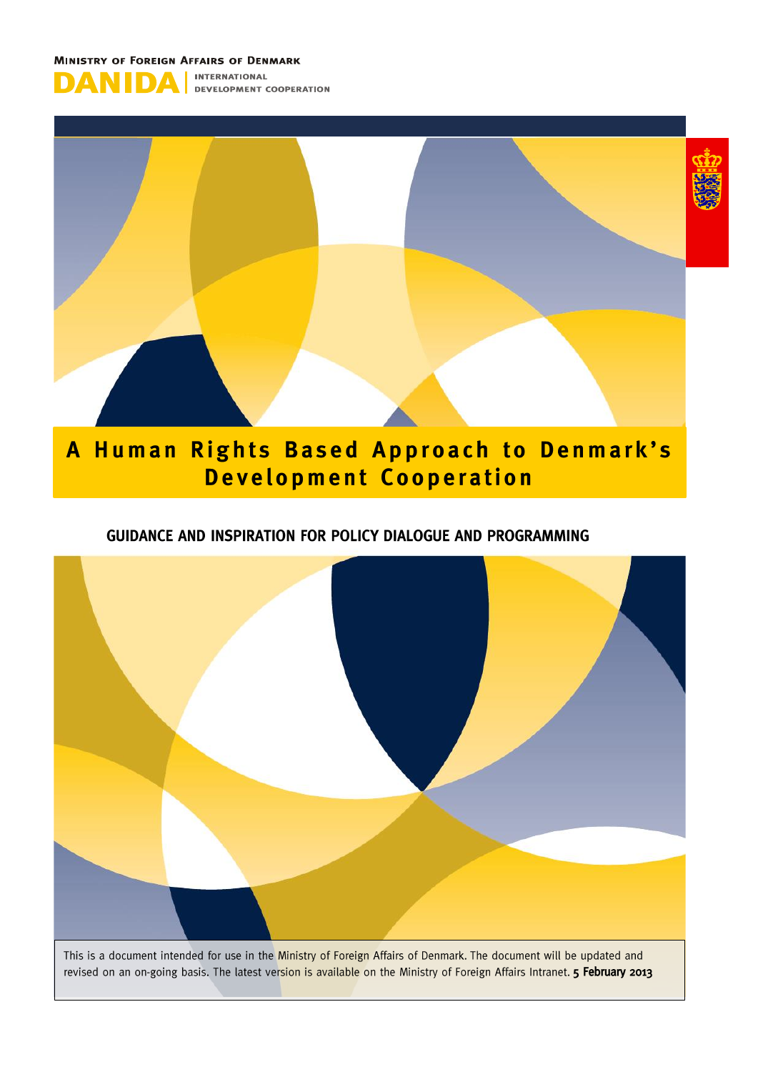**Ministry of Foreign Affairs of Denmark**

**DANIDA** | INTERNATIONAL DEVELOPMENT COOPERATION

# A Human Rights Based Approach to Denmark's Development Cooperation

## GUIDANCE AND INSPIRATION FOR POLICY DIALOGUE AND PROGRAMMING

This is a document intended for use in the Ministry of Foreign Affairs of Denmark. The document will be updated and revised on an on-going basis. The latest version is available on the Ministry of Foreign Affairs Intranet. **5 February 2013**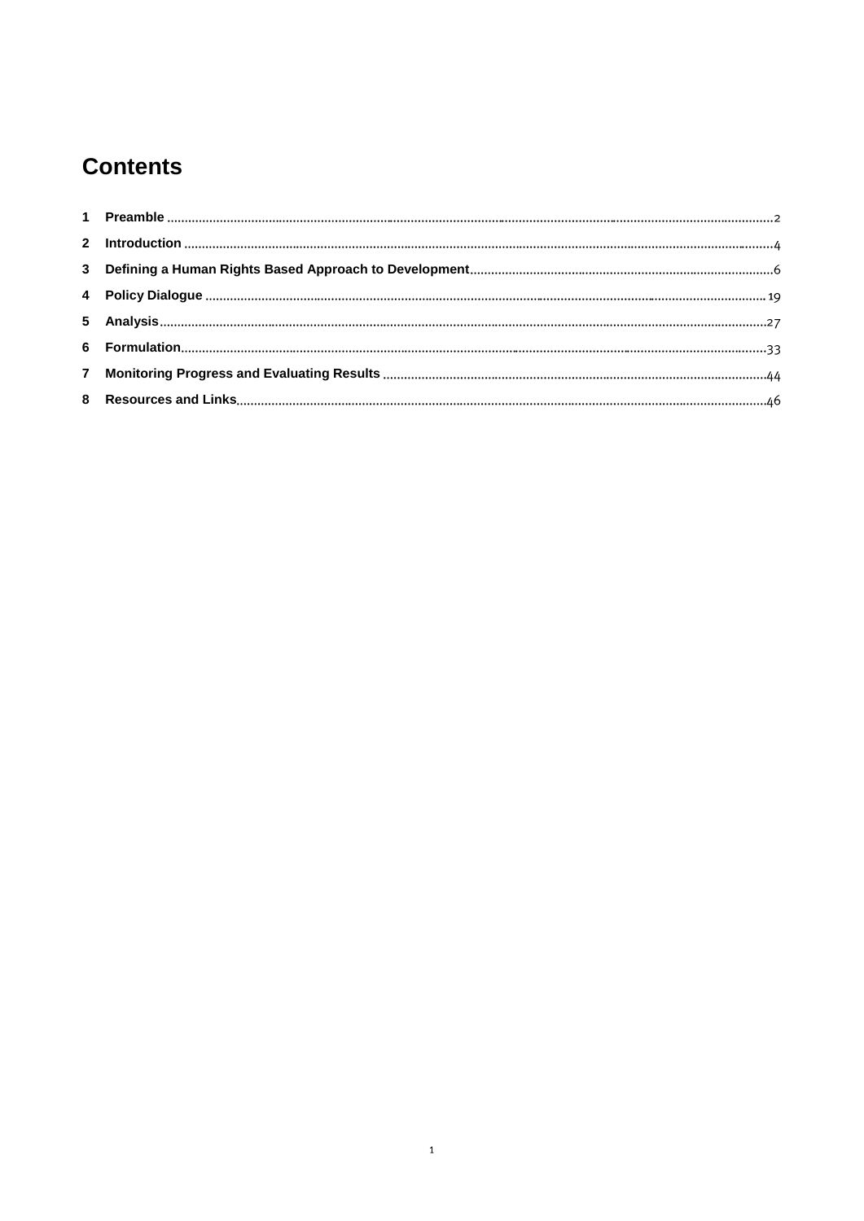# Contents

1 **Preamble** .......... 2

2 **Introduction** .......... 4

3 **Defining a Human Rights Based Approach to Development** .......... 6

4 **Policy Dialogue** .......... 19

5 **Analysis** .......... 27

6 **Formulation** .......... 33

7 **Monitoring Progress and Evaluating Results** .......... 44

8 **Resources and Links** .......... 46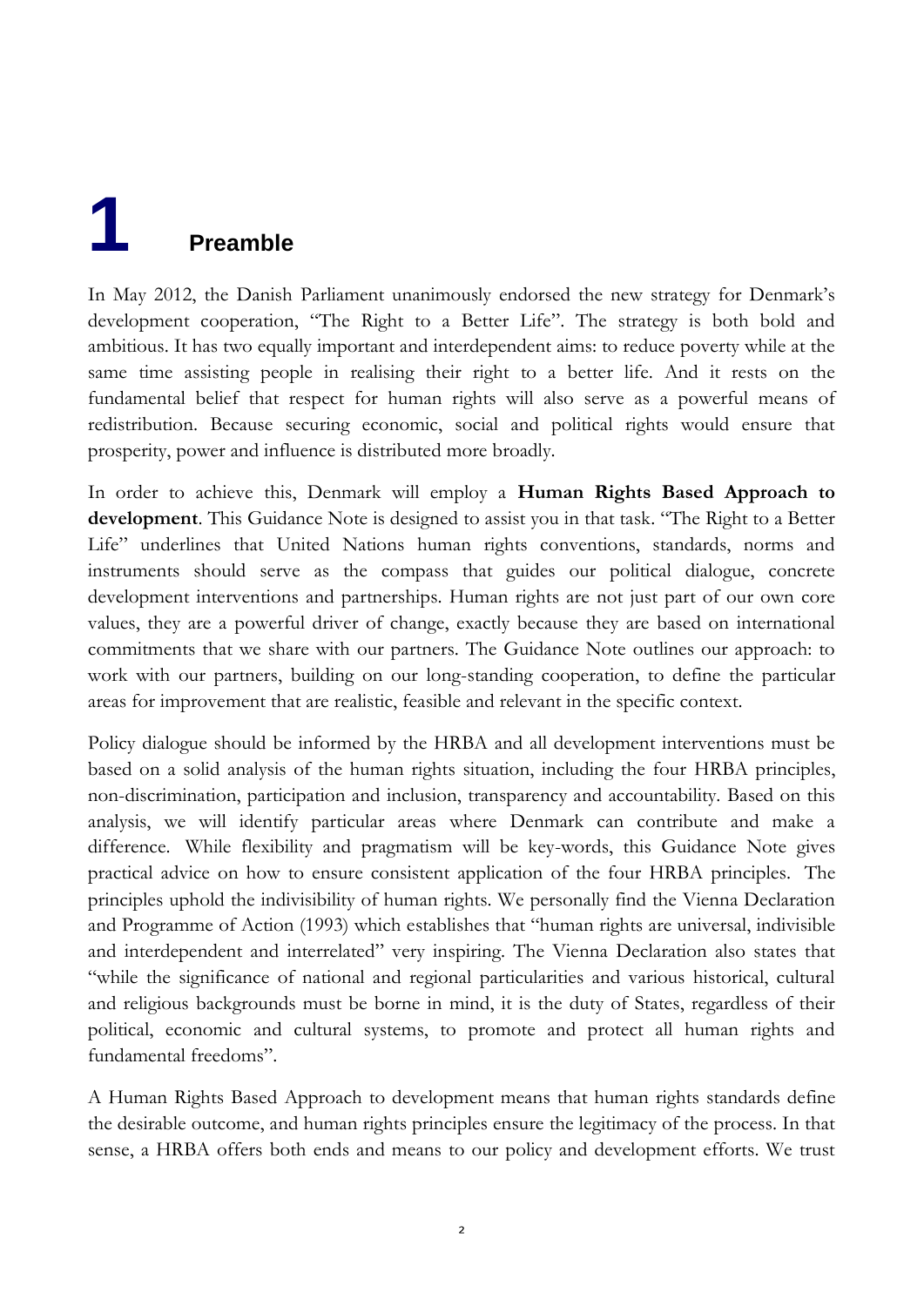# 1 Preamble

In May 2012, the Danish Parliament unanimously endorsed the new strategy for Denmark's development cooperation, "The Right to a Better Life". The strategy is both bold and ambitious. It has two equally important and interdependent aims: to reduce poverty while at the same time assisting people in realising their right to a better life. And it rests on the fundamental belief that respect for human rights will also serve as a powerful means of redistribution. Because securing economic, social and political rights would ensure that prosperity, power and influence is distributed more broadly.

In order to achieve this, Denmark will employ a **Human Rights Based Approach to development**. This Guidance Note is designed to assist you in that task. "The Right to a Better Life" underlines that United Nations human rights conventions, standards, norms and instruments should serve as the compass that guides our political dialogue, concrete development interventions and partnerships. Human rights are not just part of our own core values, they are a powerful driver of change, exactly because they are based on international commitments that we share with our partners. The Guidance Note outlines our approach: to work with our partners, building on our long-standing cooperation, to define the particular areas for improvement that are realistic, feasible and relevant in the specific context.

Policy dialogue should be informed by the HRBA and all development interventions must be based on a solid analysis of the human rights situation, including the four HRBA principles, non-discrimination, participation and inclusion, transparency and accountability. Based on this analysis, we will identify particular areas where Denmark can contribute and make a difference. While flexibility and pragmatism will be key-words, this Guidance Note gives practical advice on how to ensure consistent application of the four HRBA principles. The principles uphold the indivisibility of human rights. We personally find the Vienna Declaration and Programme of Action (1993) which establishes that "human rights are universal, indivisible and interdependent and interrelated" very inspiring. The Vienna Declaration also states that "while the significance of national and regional particularities and various historical, cultural and religious backgrounds must be borne in mind, it is the duty of States, regardless of their political, economic and cultural systems, to promote and protect all human rights and fundamental freedoms".

A Human Rights Based Approach to development means that human rights standards define the desirable outcome, and human rights principles ensure the legitimacy of the process. In that sense, a HRBA offers both ends and means to our policy and development efforts. We trust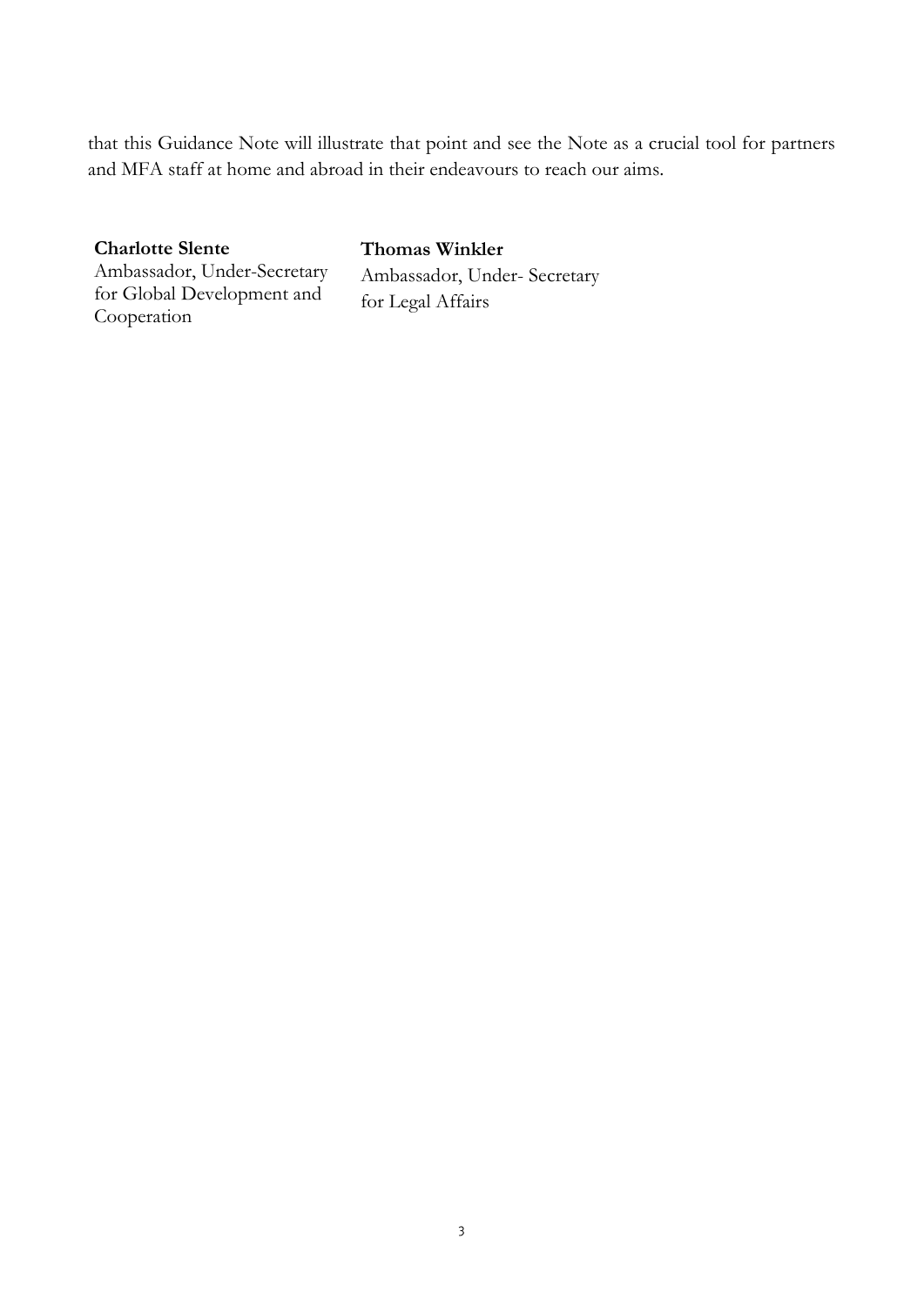that this Guidance Note will illustrate that point and see the Note as a crucial tool for partners and MFA staff at home and abroad in their endeavours to reach our aims.

**Charlotte Slente**
Ambassador, Under-Secretary for Global Development and Cooperation

**Thomas Winkler**
Ambassador, Under- Secretary for Legal Affairs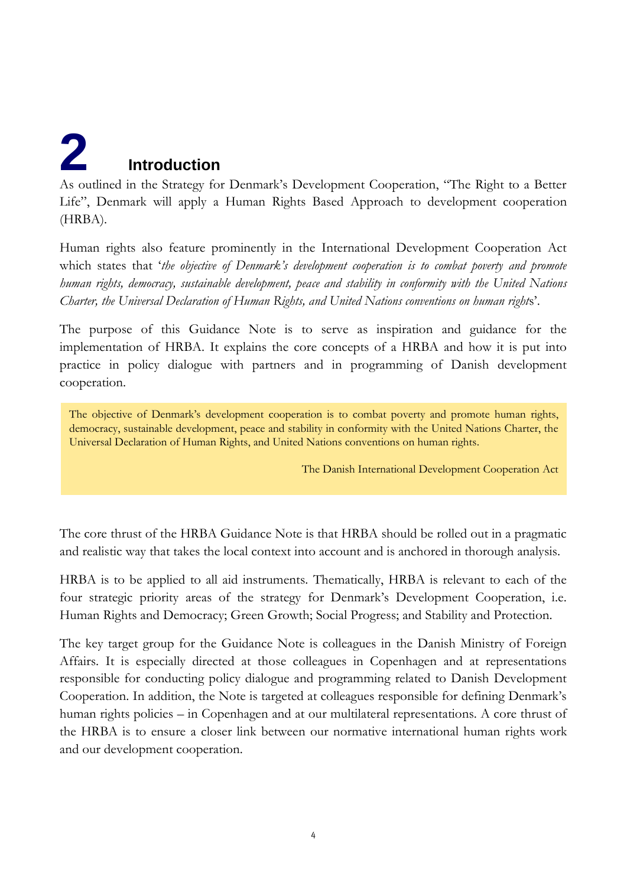# 2 Introduction

As outlined in the Strategy for Denmark's Development Cooperation, "The Right to a Better Life", Denmark will apply a Human Rights Based Approach to development cooperation (HRBA).

Human rights also feature prominently in the International Development Cooperation Act which states that '*the objective of Denmark's development cooperation is to combat poverty and promote human rights, democracy, sustainable development, peace and stability in conformity with the United Nations Charter, the Universal Declaration of Human Rights, and United Nations conventions on human rights*'.

The purpose of this Guidance Note is to serve as inspiration and guidance for the implementation of HRBA. It explains the core concepts of a HRBA and how it is put into practice in policy dialogue with partners and in programming of Danish development cooperation.

> The objective of Denmark's development cooperation is to combat poverty and promote human rights, democracy, sustainable development, peace and stability in conformity with the United Nations Charter, the Universal Declaration of Human Rights, and United Nations conventions on human rights.
>
> The Danish International Development Cooperation Act

The core thrust of the HRBA Guidance Note is that HRBA should be rolled out in a pragmatic and realistic way that takes the local context into account and is anchored in thorough analysis.

HRBA is to be applied to all aid instruments. Thematically, HRBA is relevant to each of the four strategic priority areas of the strategy for Denmark's Development Cooperation, i.e. Human Rights and Democracy; Green Growth; Social Progress; and Stability and Protection.

The key target group for the Guidance Note is colleagues in the Danish Ministry of Foreign Affairs. It is especially directed at those colleagues in Copenhagen and at representations responsible for conducting policy dialogue and programming related to Danish Development Cooperation. In addition, the Note is targeted at colleagues responsible for defining Denmark's human rights policies – in Copenhagen and at our multilateral representations. A core thrust of the HRBA is to ensure a closer link between our normative international human rights work and our development cooperation.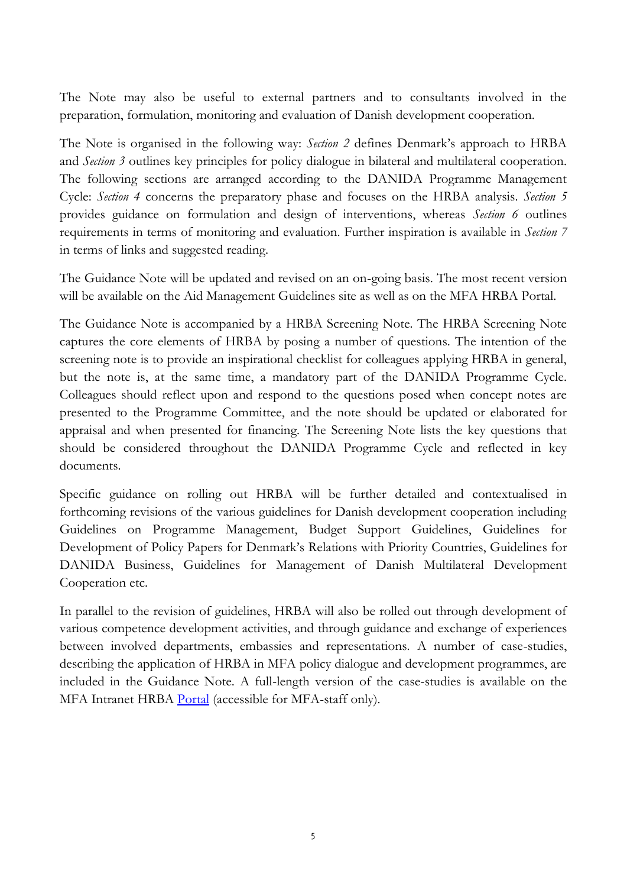The Note may also be useful to external partners and to consultants involved in the preparation, formulation, monitoring and evaluation of Danish development cooperation.

The Note is organised in the following way: *Section 2* defines Denmark's approach to HRBA and *Section 3* outlines key principles for policy dialogue in bilateral and multilateral cooperation. The following sections are arranged according to the DANIDA Programme Management Cycle: *Section 4* concerns the preparatory phase and focuses on the HRBA analysis. *Section 5* provides guidance on formulation and design of interventions, whereas *Section 6* outlines requirements in terms of monitoring and evaluation. Further inspiration is available in *Section 7* in terms of links and suggested reading.

The Guidance Note will be updated and revised on an on-going basis. The most recent version will be available on the Aid Management Guidelines site as well as on the MFA HRBA Portal.

The Guidance Note is accompanied by a HRBA Screening Note. The HRBA Screening Note captures the core elements of HRBA by posing a number of questions. The intention of the screening note is to provide an inspirational checklist for colleagues applying HRBA in general, but the note is, at the same time, a mandatory part of the DANIDA Programme Cycle. Colleagues should reflect upon and respond to the questions posed when concept notes are presented to the Programme Committee, and the note should be updated or elaborated for appraisal and when presented for financing. The Screening Note lists the key questions that should be considered throughout the DANIDA Programme Cycle and reflected in key documents.

Specific guidance on rolling out HRBA will be further detailed and contextualised in forthcoming revisions of the various guidelines for Danish development cooperation including Guidelines on Programme Management, Budget Support Guidelines, Guidelines for Development of Policy Papers for Denmark's Relations with Priority Countries, Guidelines for DANIDA Business, Guidelines for Management of Danish Multilateral Development Cooperation etc.

In parallel to the revision of guidelines, HRBA will also be rolled out through development of various competence development activities, and through guidance and exchange of experiences between involved departments, embassies and representations. A number of case-studies, describing the application of HRBA in MFA policy dialogue and development programmes, are included in the Guidance Note. A full-length version of the case-studies is available on the MFA Intranet HRBA Portal (accessible for MFA-staff only).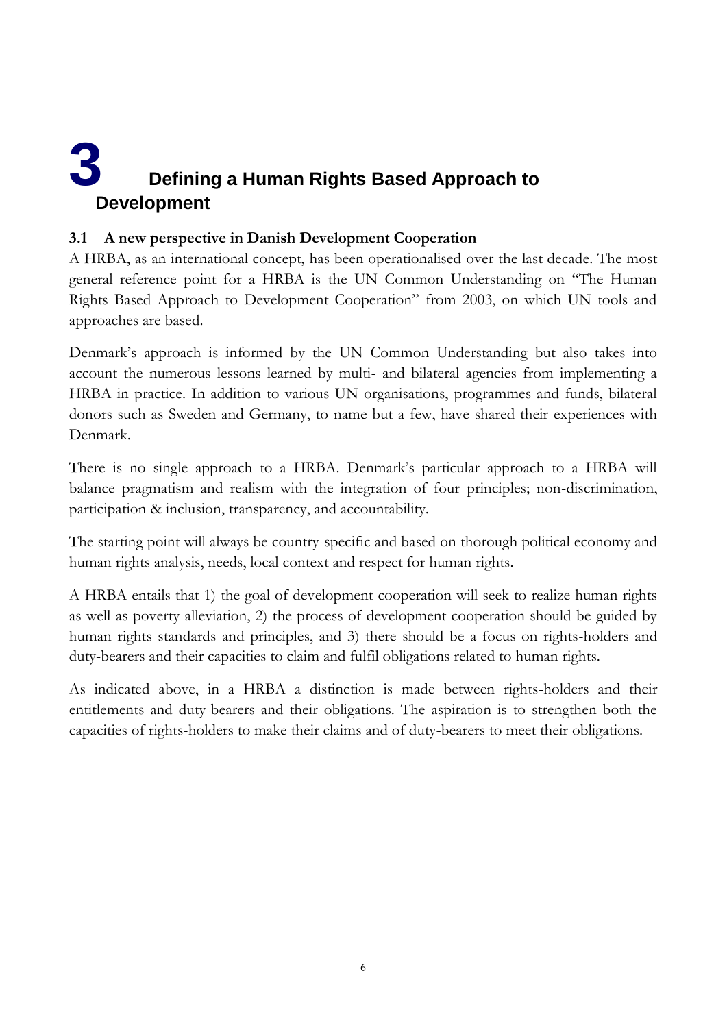# 3 Defining a Human Rights Based Approach to Development

## 3.1 A new perspective in Danish Development Cooperation

A HRBA, as an international concept, has been operationalised over the last decade. The most general reference point for a HRBA is the UN Common Understanding on "The Human Rights Based Approach to Development Cooperation" from 2003, on which UN tools and approaches are based.

Denmark's approach is informed by the UN Common Understanding but also takes into account the numerous lessons learned by multi- and bilateral agencies from implementing a HRBA in practice. In addition to various UN organisations, programmes and funds, bilateral donors such as Sweden and Germany, to name but a few, have shared their experiences with Denmark.

There is no single approach to a HRBA. Denmark's particular approach to a HRBA will balance pragmatism and realism with the integration of four principles; non-discrimination, participation & inclusion, transparency, and accountability.

The starting point will always be country-specific and based on thorough political economy and human rights analysis, needs, local context and respect for human rights.

A HRBA entails that 1) the goal of development cooperation will seek to realize human rights as well as poverty alleviation, 2) the process of development cooperation should be guided by human rights standards and principles, and 3) there should be a focus on rights-holders and duty-bearers and their capacities to claim and fulfil obligations related to human rights.

As indicated above, in a HRBA a distinction is made between rights-holders and their entitlements and duty-bearers and their obligations. The aspiration is to strengthen both the capacities of rights-holders to make their claims and of duty-bearers to meet their obligations.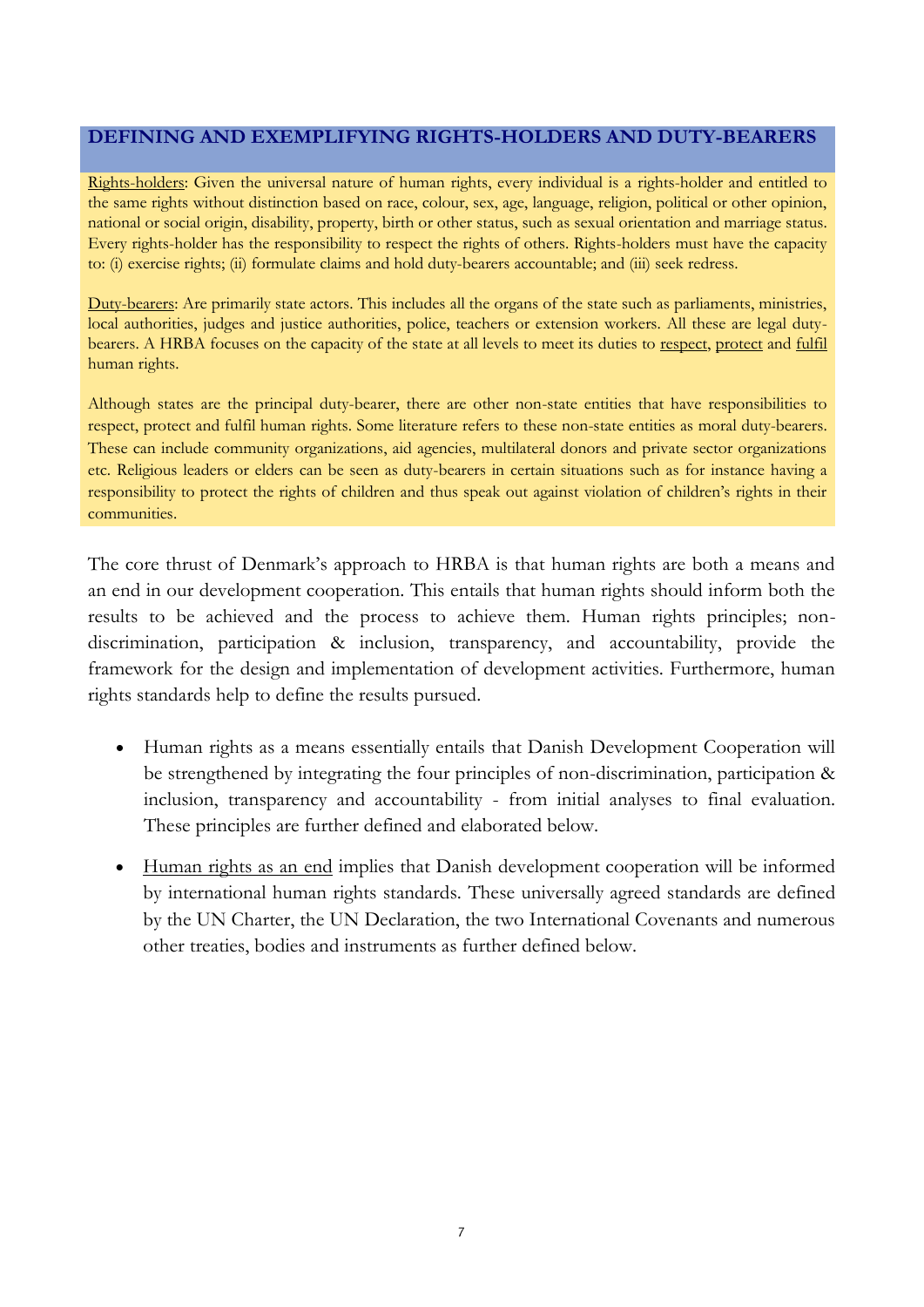## DEFINING AND EXEMPLIFYING RIGHTS-HOLDERS AND DUTY-BEARERS

Rights-holders: Given the universal nature of human rights, every individual is a rights-holder and entitled to the same rights without distinction based on race, colour, sex, age, language, religion, political or other opinion, national or social origin, disability, property, birth or other status, such as sexual orientation and marriage status. Every rights-holder has the responsibility to respect the rights of others. Rights-holders must have the capacity to: (i) exercise rights; (ii) formulate claims and hold duty-bearers accountable; and (iii) seek redress.

Duty-bearers: Are primarily state actors. This includes all the organs of the state such as parliaments, ministries, local authorities, judges and justice authorities, police, teachers or extension workers. All these are legal duty-bearers. A HRBA focuses on the capacity of the state at all levels to meet its duties to respect, protect and fulfil human rights.

Although states are the principal duty-bearer, there are other non-state entities that have responsibilities to respect, protect and fulfil human rights. Some literature refers to these non-state entities as moral duty-bearers. These can include community organizations, aid agencies, multilateral donors and private sector organizations etc. Religious leaders or elders can be seen as duty-bearers in certain situations such as for instance having a responsibility to protect the rights of children and thus speak out against violation of children's rights in their communities.

The core thrust of Denmark's approach to HRBA is that human rights are both a means and an end in our development cooperation. This entails that human rights should inform both the results to be achieved and the process to achieve them. Human rights principles; non-discrimination, participation & inclusion, transparency, and accountability, provide the framework for the design and implementation of development activities. Furthermore, human rights standards help to define the results pursued.

- Human rights as a means essentially entails that Danish Development Cooperation will be strengthened by integrating the four principles of non-discrimination, participation & inclusion, transparency and accountability - from initial analyses to final evaluation. These principles are further defined and elaborated below.

- Human rights as an end implies that Danish development cooperation will be informed by international human rights standards. These universally agreed standards are defined by the UN Charter, the UN Declaration, the two International Covenants and numerous other treaties, bodies and instruments as further defined below.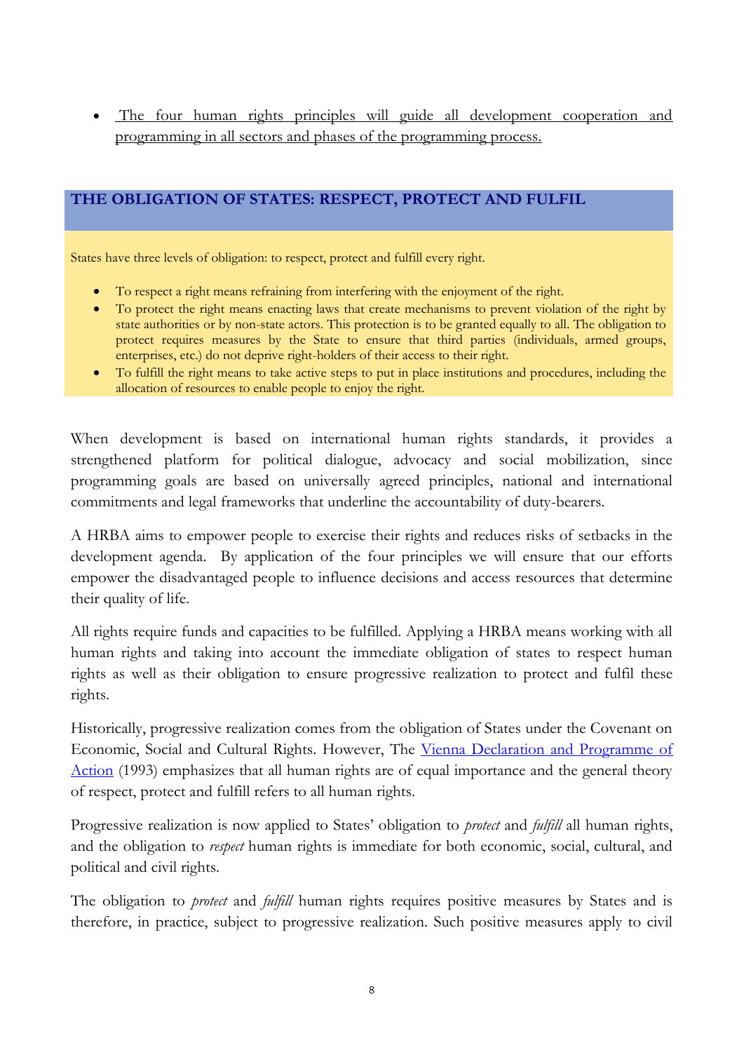- <u>The four human rights principles will guide all development cooperation and programming in all sectors and phases of the programming process.</u>

## THE OBLIGATION OF STATES: RESPECT, PROTECT AND FULFIL

States have three levels of obligation: to respect, protect and fulfill every right.

- To respect a right means refraining from interfering with the enjoyment of the right.
- To protect the right means enacting laws that create mechanisms to prevent violation of the right by state authorities or by non-state actors. This protection is to be granted equally to all. The obligation to protect requires measures by the State to ensure that third parties (individuals, armed groups, enterprises, etc.) do not deprive right-holders of their access to their right.
- To fulfill the right means to take active steps to put in place institutions and procedures, including the allocation of resources to enable people to enjoy the right.

When development is based on international human rights standards, it provides a strengthened platform for political dialogue, advocacy and social mobilization, since programming goals are based on universally agreed principles, national and international commitments and legal frameworks that underline the accountability of duty-bearers.

A HRBA aims to empower people to exercise their rights and reduces risks of setbacks in the development agenda. By application of the four principles we will ensure that our efforts empower the disadvantaged people to influence decisions and access resources that determine their quality of life.

All rights require funds and capacities to be fulfilled. Applying a HRBA means working with all human rights and taking into account the immediate obligation of states to respect human rights as well as their obligation to ensure progressive realization to protect and fulfil these rights.

Historically, progressive realization comes from the obligation of States under the Covenant on Economic, Social and Cultural Rights. However, The [Vienna Declaration and Programme of Action](#) (1993) emphasizes that all human rights are of equal importance and the general theory of respect, protect and fulfill refers to all human rights.

Progressive realization is now applied to States' obligation to *protect* and *fulfill* all human rights, and the obligation to *respect* human rights is immediate for both economic, social, cultural, and political and civil rights.

The obligation to *protect* and *fulfill* human rights requires positive measures by States and is therefore, in practice, subject to progressive realization. Such positive measures apply to civil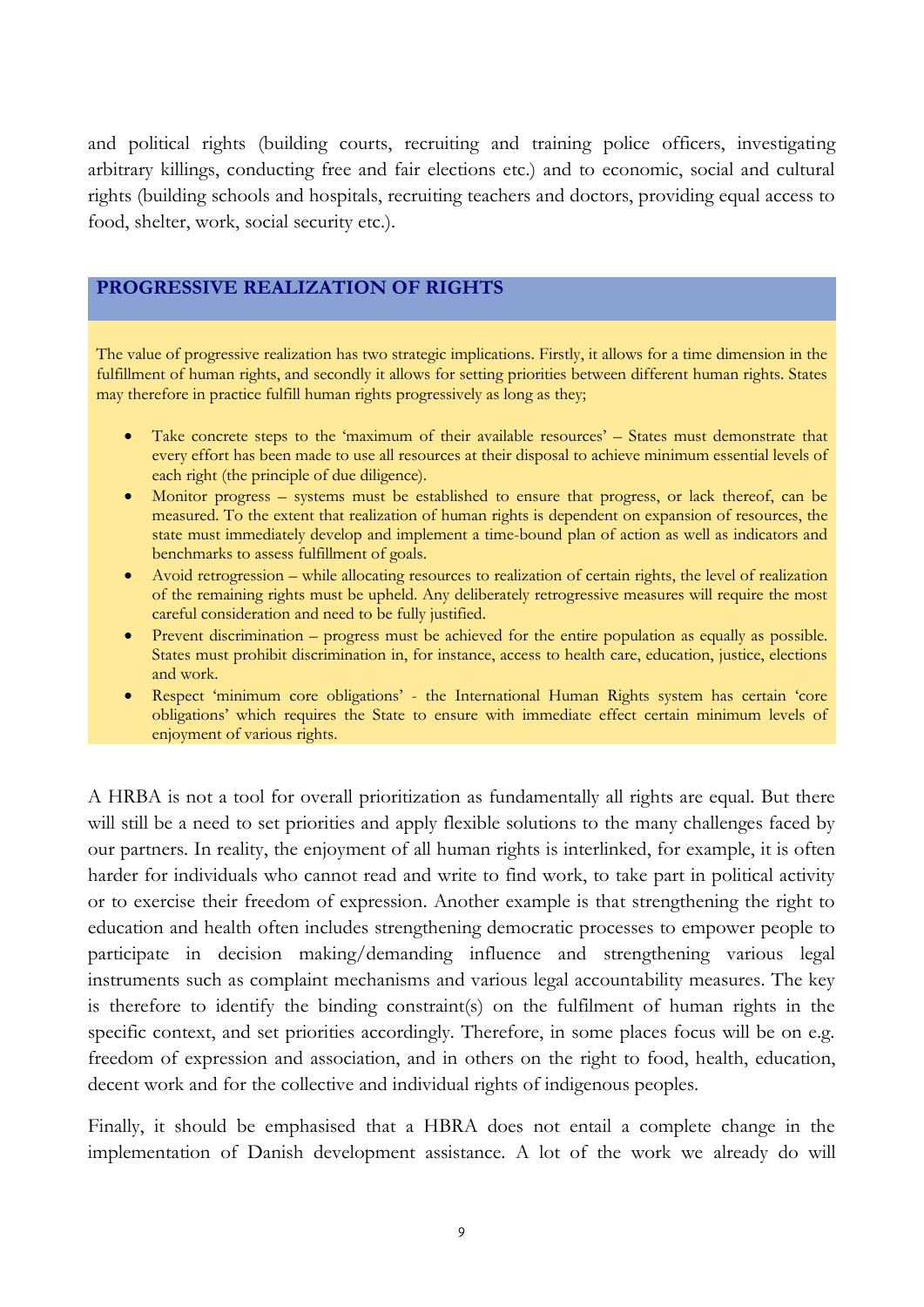and political rights (building courts, recruiting and training police officers, investigating arbitrary killings, conducting free and fair elections etc.) and to economic, social and cultural rights (building schools and hospitals, recruiting teachers and doctors, providing equal access to food, shelter, work, social security etc.).

## PROGRESSIVE REALIZATION OF RIGHTS

The value of progressive realization has two strategic implications. Firstly, it allows for a time dimension in the fulfillment of human rights, and secondly it allows for setting priorities between different human rights. States may therefore in practice fulfill human rights progressively as long as they;

- Take concrete steps to the 'maximum of their available resources' – States must demonstrate that every effort has been made to use all resources at their disposal to achieve minimum essential levels of each right (the principle of due diligence).
- Monitor progress – systems must be established to ensure that progress, or lack thereof, can be measured. To the extent that realization of human rights is dependent on expansion of resources, the state must immediately develop and implement a time-bound plan of action as well as indicators and benchmarks to assess fulfillment of goals.
- Avoid retrogression – while allocating resources to realization of certain rights, the level of realization of the remaining rights must be upheld. Any deliberately retrogressive measures will require the most careful consideration and need to be fully justified.
- Prevent discrimination – progress must be achieved for the entire population as equally as possible. States must prohibit discrimination in, for instance, access to health care, education, justice, elections and work.
- Respect 'minimum core obligations' - the International Human Rights system has certain 'core obligations' which requires the State to ensure with immediate effect certain minimum levels of enjoyment of various rights.

A HRBA is not a tool for overall prioritization as fundamentally all rights are equal. But there will still be a need to set priorities and apply flexible solutions to the many challenges faced by our partners. In reality, the enjoyment of all human rights is interlinked, for example, it is often harder for individuals who cannot read and write to find work, to take part in political activity or to exercise their freedom of expression. Another example is that strengthening the right to education and health often includes strengthening democratic processes to empower people to participate in decision making/demanding influence and strengthening various legal instruments such as complaint mechanisms and various legal accountability measures. The key is therefore to identify the binding constraint(s) on the fulfilment of human rights in the specific context, and set priorities accordingly. Therefore, in some places focus will be on e.g. freedom of expression and association, and in others on the right to food, health, education, decent work and for the collective and individual rights of indigenous peoples.

Finally, it should be emphasised that a HBRA does not entail a complete change in the implementation of Danish development assistance. A lot of the work we already do will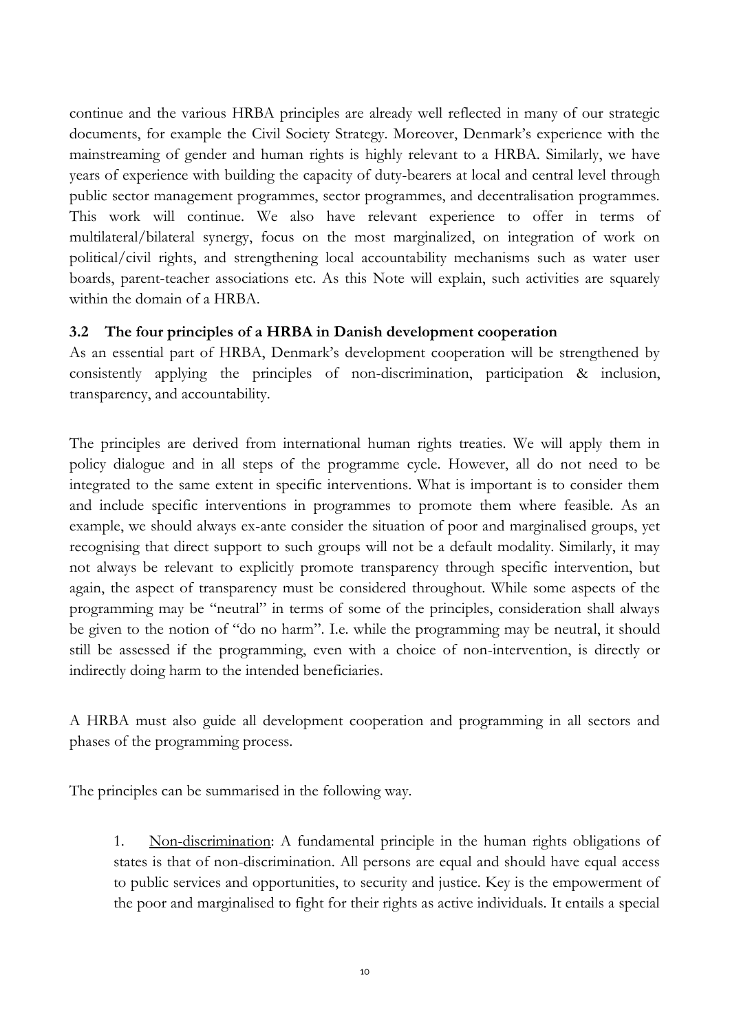continue and the various HRBA principles are already well reflected in many of our strategic documents, for example the Civil Society Strategy. Moreover, Denmark's experience with the mainstreaming of gender and human rights is highly relevant to a HRBA. Similarly, we have years of experience with building the capacity of duty-bearers at local and central level through public sector management programmes, sector programmes, and decentralisation programmes. This work will continue. We also have relevant experience to offer in terms of multilateral/bilateral synergy, focus on the most marginalized, on integration of work on political/civil rights, and strengthening local accountability mechanisms such as water user boards, parent-teacher associations etc. As this Note will explain, such activities are squarely within the domain of a HRBA.

### 3.2 The four principles of a HRBA in Danish development cooperation

As an essential part of HRBA, Denmark's development cooperation will be strengthened by consistently applying the principles of non-discrimination, participation & inclusion, transparency, and accountability.

The principles are derived from international human rights treaties. We will apply them in policy dialogue and in all steps of the programme cycle. However, all do not need to be integrated to the same extent in specific interventions. What is important is to consider them and include specific interventions in programmes to promote them where feasible. As an example, we should always ex-ante consider the situation of poor and marginalised groups, yet recognising that direct support to such groups will not be a default modality. Similarly, it may not always be relevant to explicitly promote transparency through specific intervention, but again, the aspect of transparency must be considered throughout. While some aspects of the programming may be "neutral" in terms of some of the principles, consideration shall always be given to the notion of "do no harm". I.e. while the programming may be neutral, it should still be assessed if the programming, even with a choice of non-intervention, is directly or indirectly doing harm to the intended beneficiaries.

A HRBA must also guide all development cooperation and programming in all sectors and phases of the programming process.

The principles can be summarised in the following way.

1. Non-discrimination: A fundamental principle in the human rights obligations of states is that of non-discrimination. All persons are equal and should have equal access to public services and opportunities, to security and justice. Key is the empowerment of the poor and marginalised to fight for their rights as active individuals. It entails a special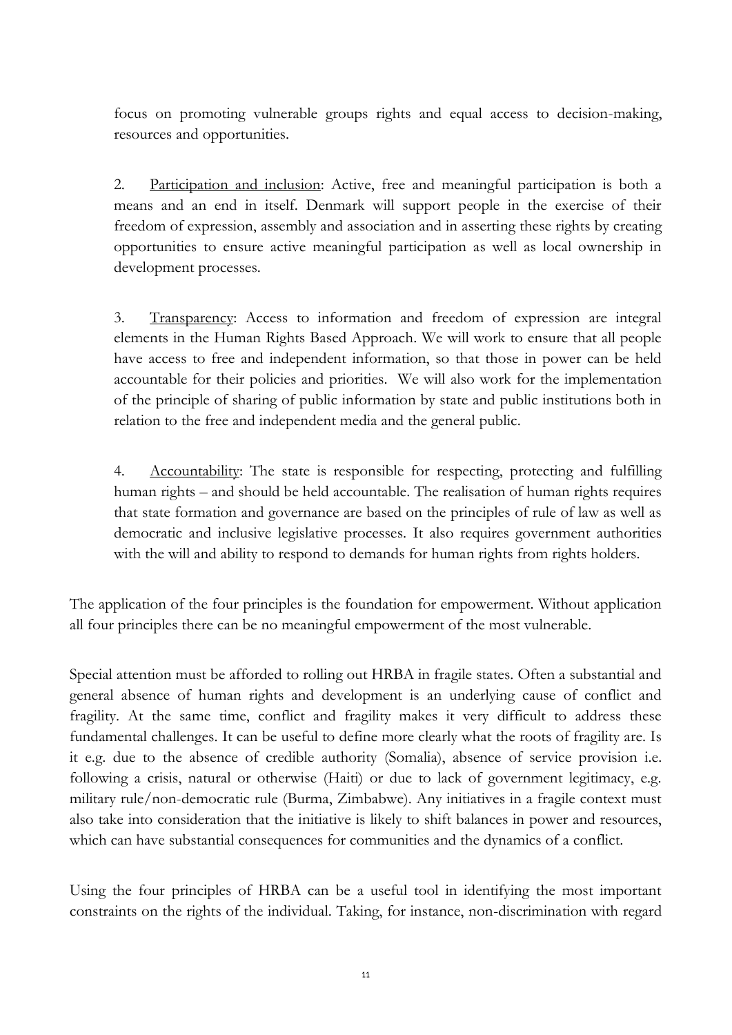focus on promoting vulnerable groups rights and equal access to decision-making, resources and opportunities.

2. Participation and inclusion: Active, free and meaningful participation is both a means and an end in itself. Denmark will support people in the exercise of their freedom of expression, assembly and association and in asserting these rights by creating opportunities to ensure active meaningful participation as well as local ownership in development processes.

3. Transparency: Access to information and freedom of expression are integral elements in the Human Rights Based Approach. We will work to ensure that all people have access to free and independent information, so that those in power can be held accountable for their policies and priorities. We will also work for the implementation of the principle of sharing of public information by state and public institutions both in relation to the free and independent media and the general public.

4. Accountability: The state is responsible for respecting, protecting and fulfilling human rights – and should be held accountable. The realisation of human rights requires that state formation and governance are based on the principles of rule of law as well as democratic and inclusive legislative processes. It also requires government authorities with the will and ability to respond to demands for human rights from rights holders.

The application of the four principles is the foundation for empowerment. Without application all four principles there can be no meaningful empowerment of the most vulnerable.

Special attention must be afforded to rolling out HRBA in fragile states. Often a substantial and general absence of human rights and development is an underlying cause of conflict and fragility. At the same time, conflict and fragility makes it very difficult to address these fundamental challenges. It can be useful to define more clearly what the roots of fragility are. Is it e.g. due to the absence of credible authority (Somalia), absence of service provision i.e. following a crisis, natural or otherwise (Haiti) or due to lack of government legitimacy, e.g. military rule/non-democratic rule (Burma, Zimbabwe). Any initiatives in a fragile context must also take into consideration that the initiative is likely to shift balances in power and resources, which can have substantial consequences for communities and the dynamics of a conflict.

Using the four principles of HRBA can be a useful tool in identifying the most important constraints on the rights of the individual. Taking, for instance, non-discrimination with regard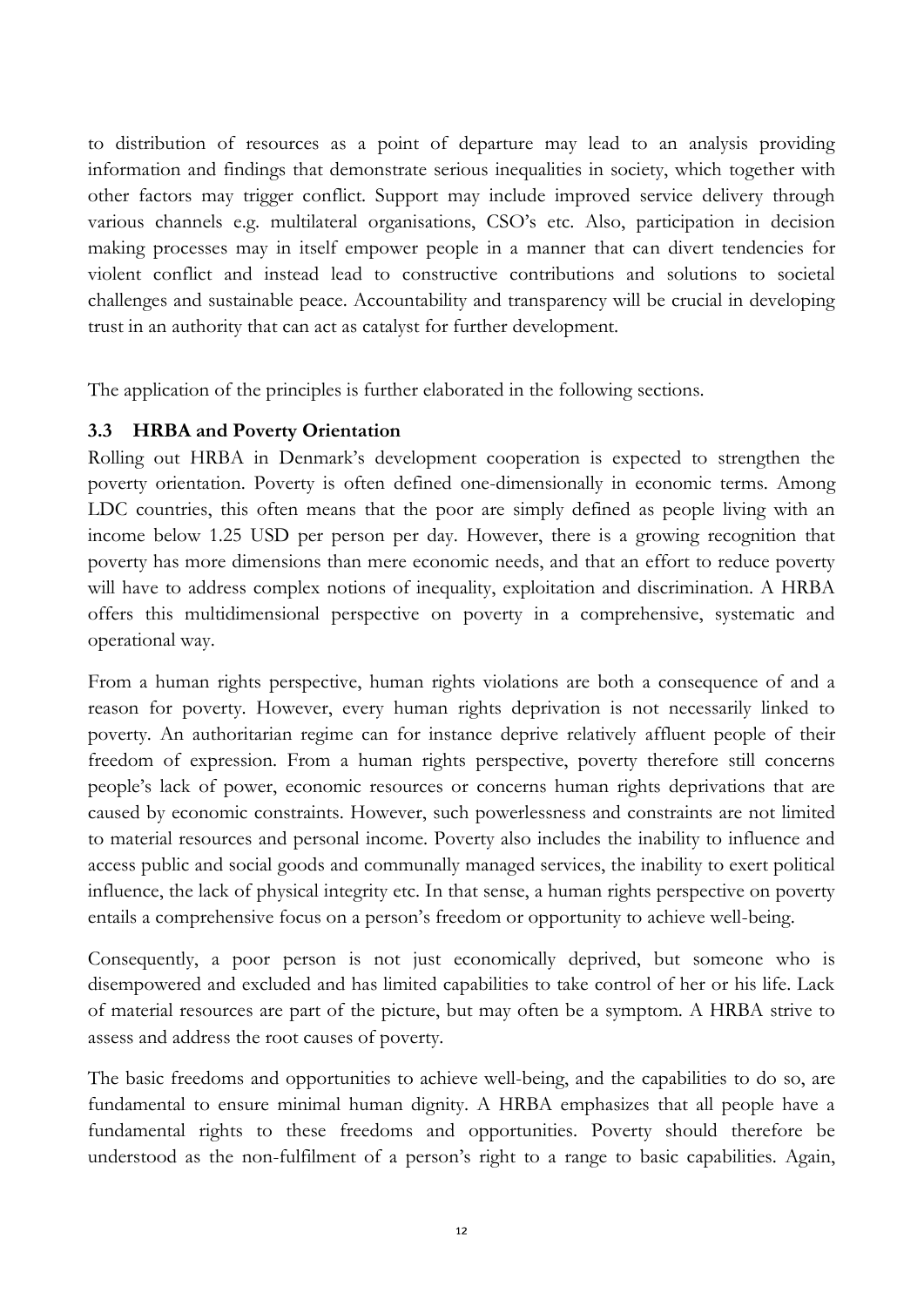to distribution of resources as a point of departure may lead to an analysis providing information and findings that demonstrate serious inequalities in society, which together with other factors may trigger conflict. Support may include improved service delivery through various channels e.g. multilateral organisations, CSO's etc. Also, participation in decision making processes may in itself empower people in a manner that can divert tendencies for violent conflict and instead lead to constructive contributions and solutions to societal challenges and sustainable peace. Accountability and transparency will be crucial in developing trust in an authority that can act as catalyst for further development.

The application of the principles is further elaborated in the following sections.

### 3.3 HRBA and Poverty Orientation

Rolling out HRBA in Denmark's development cooperation is expected to strengthen the poverty orientation. Poverty is often defined one-dimensionally in economic terms. Among LDC countries, this often means that the poor are simply defined as people living with an income below 1.25 USD per person per day. However, there is a growing recognition that poverty has more dimensions than mere economic needs, and that an effort to reduce poverty will have to address complex notions of inequality, exploitation and discrimination. A HRBA offers this multidimensional perspective on poverty in a comprehensive, systematic and operational way.

From a human rights perspective, human rights violations are both a consequence of and a reason for poverty. However, every human rights deprivation is not necessarily linked to poverty. An authoritarian regime can for instance deprive relatively affluent people of their freedom of expression. From a human rights perspective, poverty therefore still concerns people's lack of power, economic resources or concerns human rights deprivations that are caused by economic constraints. However, such powerlessness and constraints are not limited to material resources and personal income. Poverty also includes the inability to influence and access public and social goods and communally managed services, the inability to exert political influence, the lack of physical integrity etc. In that sense, a human rights perspective on poverty entails a comprehensive focus on a person's freedom or opportunity to achieve well-being.

Consequently, a poor person is not just economically deprived, but someone who is disempowered and excluded and has limited capabilities to take control of her or his life. Lack of material resources are part of the picture, but may often be a symptom. A HRBA strive to assess and address the root causes of poverty.

The basic freedoms and opportunities to achieve well-being, and the capabilities to do so, are fundamental to ensure minimal human dignity. A HRBA emphasizes that all people have a fundamental rights to these freedoms and opportunities. Poverty should therefore be understood as the non-fulfilment of a person's right to a range to basic capabilities. Again,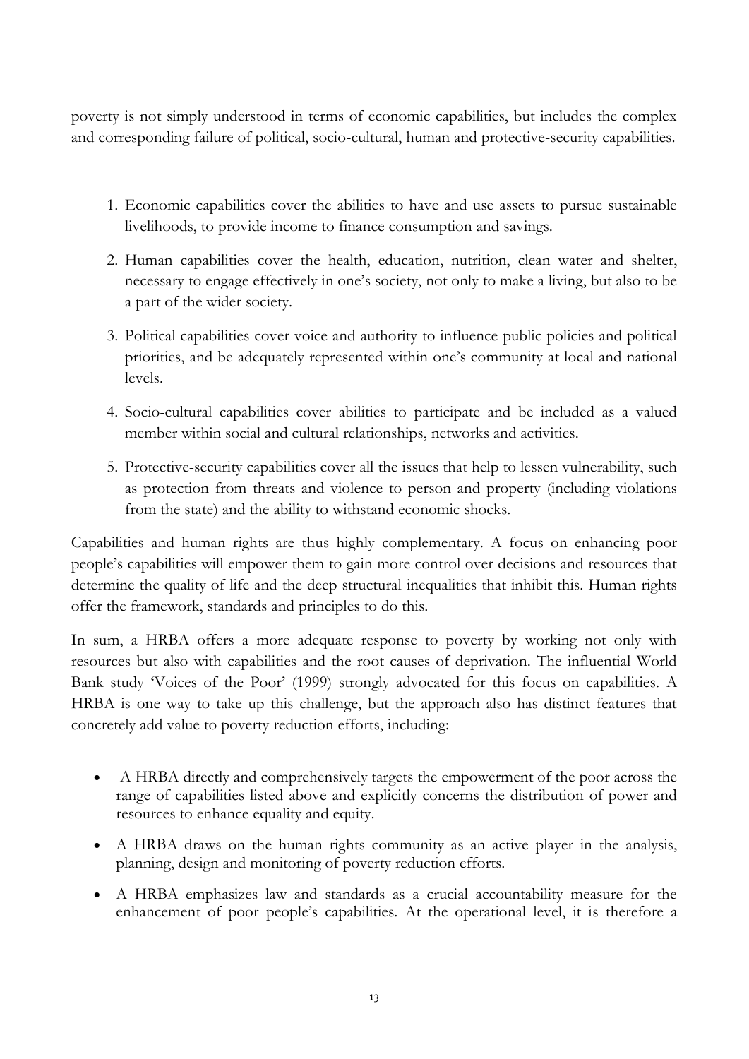poverty is not simply understood in terms of economic capabilities, but includes the complex and corresponding failure of political, socio-cultural, human and protective-security capabilities.

1. Economic capabilities cover the abilities to have and use assets to pursue sustainable livelihoods, to provide income to finance consumption and savings.
2. Human capabilities cover the health, education, nutrition, clean water and shelter, necessary to engage effectively in one's society, not only to make a living, but also to be a part of the wider society.
3. Political capabilities cover voice and authority to influence public policies and political priorities, and be adequately represented within one's community at local and national levels.
4. Socio-cultural capabilities cover abilities to participate and be included as a valued member within social and cultural relationships, networks and activities.
5. Protective-security capabilities cover all the issues that help to lessen vulnerability, such as protection from threats and violence to person and property (including violations from the state) and the ability to withstand economic shocks.

Capabilities and human rights are thus highly complementary. A focus on enhancing poor people's capabilities will empower them to gain more control over decisions and resources that determine the quality of life and the deep structural inequalities that inhibit this. Human rights offer the framework, standards and principles to do this.

In sum, a HRBA offers a more adequate response to poverty by working not only with resources but also with capabilities and the root causes of deprivation. The influential World Bank study 'Voices of the Poor' (1999) strongly advocated for this focus on capabilities. A HRBA is one way to take up this challenge, but the approach also has distinct features that concretely add value to poverty reduction efforts, including:

- A HRBA directly and comprehensively targets the empowerment of the poor across the range of capabilities listed above and explicitly concerns the distribution of power and resources to enhance equality and equity.
- A HRBA draws on the human rights community as an active player in the analysis, planning, design and monitoring of poverty reduction efforts.
- A HRBA emphasizes law and standards as a crucial accountability measure for the enhancement of poor people's capabilities. At the operational level, it is therefore a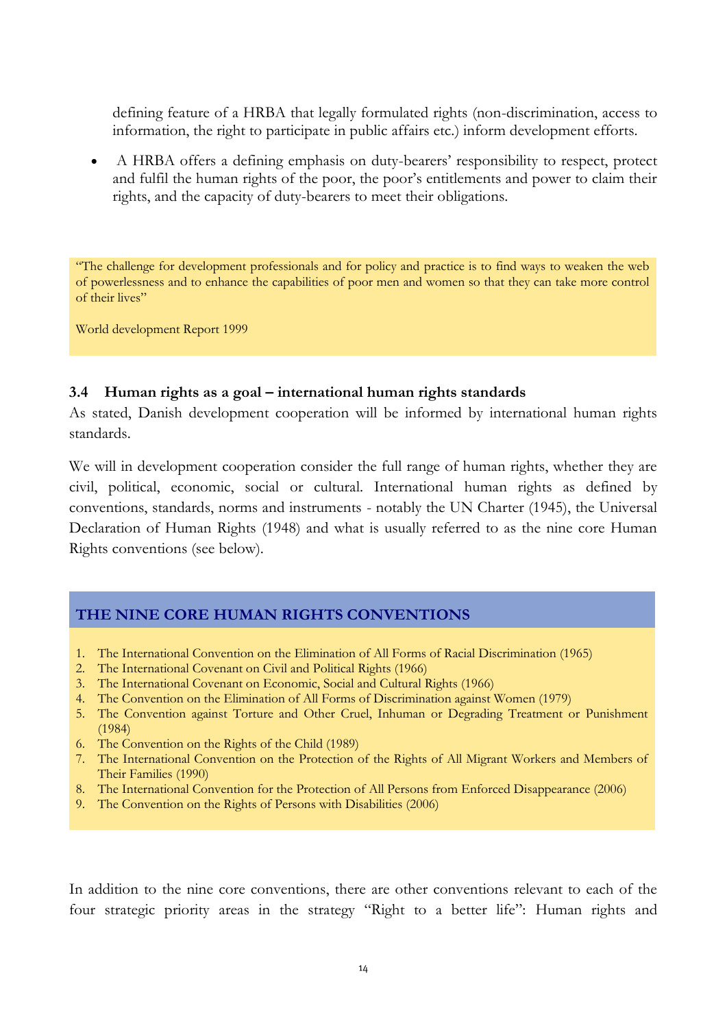defining feature of a HRBA that legally formulated rights (non-discrimination, access to information, the right to participate in public affairs etc.) inform development efforts.

- A HRBA offers a defining emphasis on duty-bearers' responsibility to respect, protect and fulfil the human rights of the poor, the poor's entitlements and power to claim their rights, and the capacity of duty-bearers to meet their obligations.

> "The challenge for development professionals and for policy and practice is to find ways to weaken the web of powerlessness and to enhance the capabilities of poor men and women so that they can take more control of their lives"
>
> World development Report 1999

### 3.4 Human rights as a goal – international human rights standards

As stated, Danish development cooperation will be informed by international human rights standards.

We will in development cooperation consider the full range of human rights, whether they are civil, political, economic, social or cultural. International human rights as defined by conventions, standards, norms and instruments - notably the UN Charter (1945), the Universal Declaration of Human Rights (1948) and what is usually referred to as the nine core Human Rights conventions (see below).

**THE NINE CORE HUMAN RIGHTS CONVENTIONS**

1. The International Convention on the Elimination of All Forms of Racial Discrimination (1965)
2. The International Covenant on Civil and Political Rights (1966)
3. The International Covenant on Economic, Social and Cultural Rights (1966)
4. The Convention on the Elimination of All Forms of Discrimination against Women (1979)
5. The Convention against Torture and Other Cruel, Inhuman or Degrading Treatment or Punishment (1984)
6. The Convention on the Rights of the Child (1989)
7. The International Convention on the Protection of the Rights of All Migrant Workers and Members of Their Families (1990)
8. The International Convention for the Protection of All Persons from Enforced Disappearance (2006)
9. The Convention on the Rights of Persons with Disabilities (2006)

In addition to the nine core conventions, there are other conventions relevant to each of the four strategic priority areas in the strategy "Right to a better life": Human rights and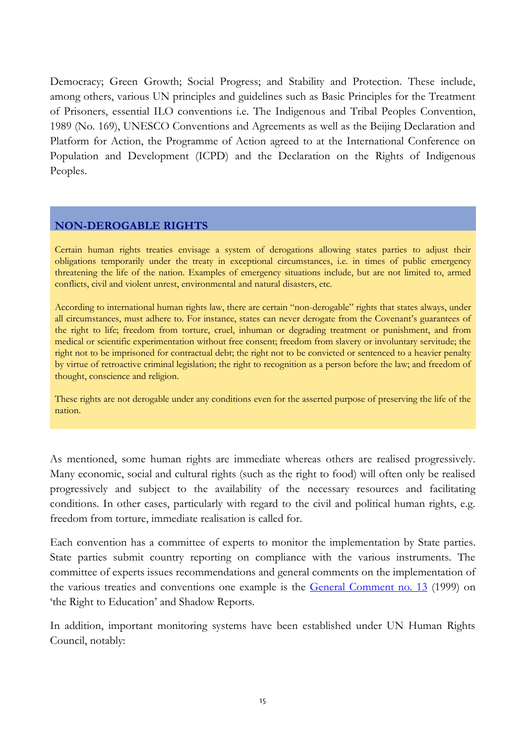Democracy; Green Growth; Social Progress; and Stability and Protection. These include, among others, various UN principles and guidelines such as Basic Principles for the Treatment of Prisoners, essential ILO conventions i.e. The Indigenous and Tribal Peoples Convention, 1989 (No. 169), UNESCO Conventions and Agreements as well as the Beijing Declaration and Platform for Action, the Programme of Action agreed to at the International Conference on Population and Development (ICPD) and the Declaration on the Rights of Indigenous Peoples.

## NON-DEROGABLE RIGHTS

Certain human rights treaties envisage a system of derogations allowing states parties to adjust their obligations temporarily under the treaty in exceptional circumstances, i.e. in times of public emergency threatening the life of the nation. Examples of emergency situations include, but are not limited to, armed conflicts, civil and violent unrest, environmental and natural disasters, etc.

According to international human rights law, there are certain "non-derogable" rights that states always, under all circumstances, must adhere to. For instance, states can never derogate from the Covenant's guarantees of the right to life; freedom from torture, cruel, inhuman or degrading treatment or punishment, and from medical or scientific experimentation without free consent; freedom from slavery or involuntary servitude; the right not to be imprisoned for contractual debt; the right not to be convicted or sentenced to a heavier penalty by virtue of retroactive criminal legislation; the right to recognition as a person before the law; and freedom of thought, conscience and religion.

These rights are not derogable under any conditions even for the asserted purpose of preserving the life of the nation.

As mentioned, some human rights are immediate whereas others are realised progressively. Many economic, social and cultural rights (such as the right to food) will often only be realised progressively and subject to the availability of the necessary resources and facilitating conditions. In other cases, particularly with regard to the civil and political human rights, e.g. freedom from torture, immediate realisation is called for.

Each convention has a committee of experts to monitor the implementation by State parties. State parties submit country reporting on compliance with the various instruments. The committee of experts issues recommendations and general comments on the implementation of the various treaties and conventions one example is the General Comment no. 13 (1999) on 'the Right to Education' and Shadow Reports.

In addition, important monitoring systems have been established under UN Human Rights Council, notably: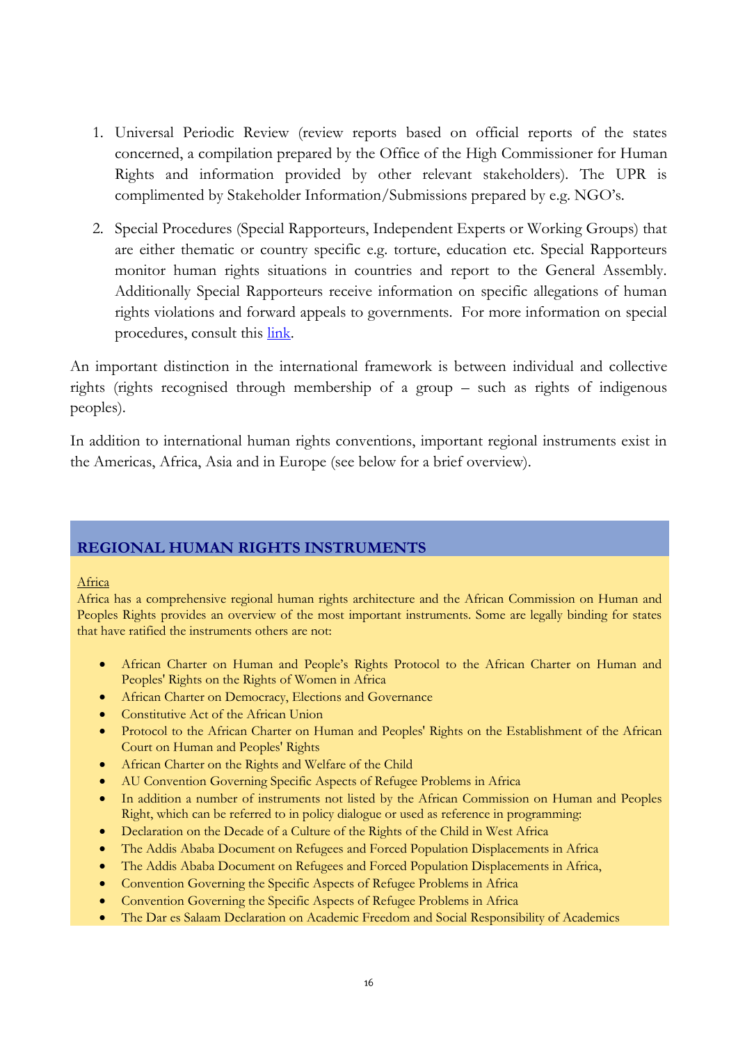1. Universal Periodic Review (review reports based on official reports of the states concerned, a compilation prepared by the Office of the High Commissioner for Human Rights and information provided by other relevant stakeholders). The UPR is complimented by Stakeholder Information/Submissions prepared by e.g. NGO's.

2. Special Procedures (Special Rapporteurs, Independent Experts or Working Groups) that are either thematic or country specific e.g. torture, education etc. Special Rapporteurs monitor human rights situations in countries and report to the General Assembly. Additionally Special Rapporteurs receive information on specific allegations of human rights violations and forward appeals to governments. For more information on special procedures, consult this link.

An important distinction in the international framework is between individual and collective rights (rights recognised through membership of a group – such as rights of indigenous peoples).

In addition to international human rights conventions, important regional instruments exist in the Americas, Africa, Asia and in Europe (see below for a brief overview).

## REGIONAL HUMAN RIGHTS INSTRUMENTS

Africa

Africa has a comprehensive regional human rights architecture and the African Commission on Human and Peoples Rights provides an overview of the most important instruments. Some are legally binding for states that have ratified the instruments others are not:

- African Charter on Human and People's Rights Protocol to the African Charter on Human and Peoples' Rights on the Rights of Women in Africa
- African Charter on Democracy, Elections and Governance
- Constitutive Act of the African Union
- Protocol to the African Charter on Human and Peoples' Rights on the Establishment of the African Court on Human and Peoples' Rights
- African Charter on the Rights and Welfare of the Child
- AU Convention Governing Specific Aspects of Refugee Problems in Africa
- In addition a number of instruments not listed by the African Commission on Human and Peoples Right, which can be referred to in policy dialogue or used as reference in programming:
- Declaration on the Decade of a Culture of the Rights of the Child in West Africa
- The Addis Ababa Document on Refugees and Forced Population Displacements in Africa
- The Addis Ababa Document on Refugees and Forced Population Displacements in Africa,
- Convention Governing the Specific Aspects of Refugee Problems in Africa
- Convention Governing the Specific Aspects of Refugee Problems in Africa
- The Dar es Salaam Declaration on Academic Freedom and Social Responsibility of Academics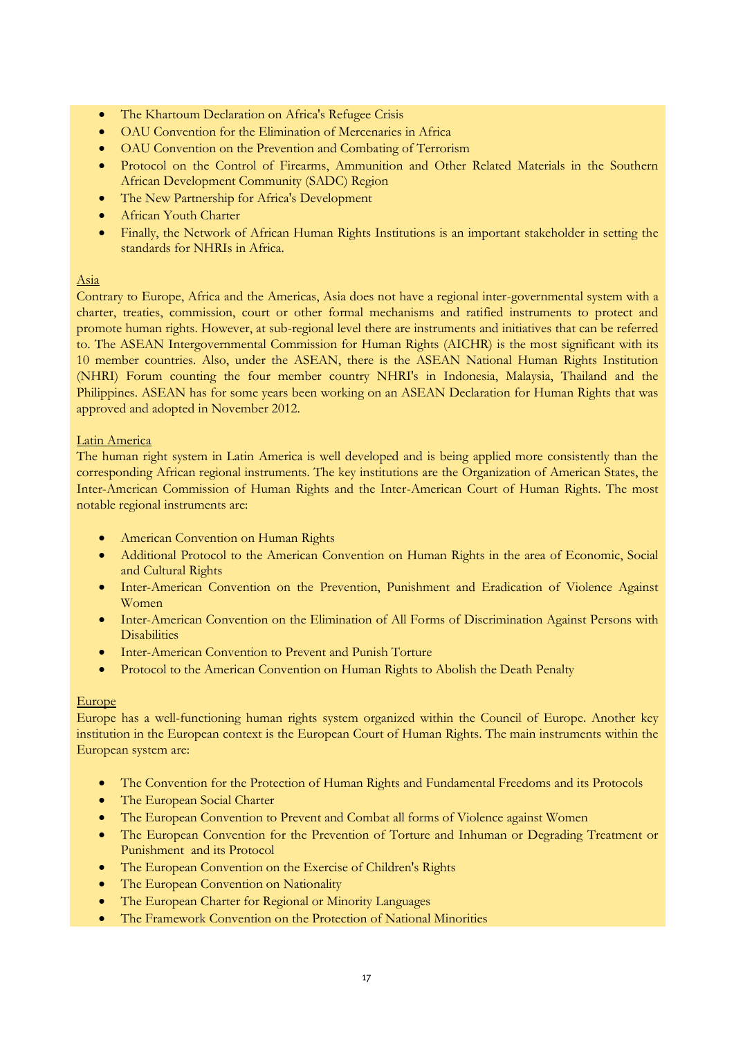- The Khartoum Declaration on Africa's Refugee Crisis
- OAU Convention for the Elimination of Mercenaries in Africa
- OAU Convention on the Prevention and Combating of Terrorism
- Protocol on the Control of Firearms, Ammunition and Other Related Materials in the Southern African Development Community (SADC) Region
- The New Partnership for Africa's Development
- African Youth Charter
- Finally, the Network of African Human Rights Institutions is an important stakeholder in setting the standards for NHRIs in Africa.

<u>Asia</u>

Contrary to Europe, Africa and the Americas, Asia does not have a regional inter-governmental system with a charter, treaties, commission, court or other formal mechanisms and ratified instruments to protect and promote human rights. However, at sub-regional level there are instruments and initiatives that can be referred to. The ASEAN Intergovernmental Commission for Human Rights (AICHR) is the most significant with its 10 member countries. Also, under the ASEAN, there is the ASEAN National Human Rights Institution (NHRI) Forum counting the four member country NHRI's in Indonesia, Malaysia, Thailand and the Philippines. ASEAN has for some years been working on an ASEAN Declaration for Human Rights that was approved and adopted in November 2012.

<u>Latin America</u>

The human right system in Latin America is well developed and is being applied more consistently than the corresponding African regional instruments. The key institutions are the Organization of American States, the Inter-American Commission of Human Rights and the Inter-American Court of Human Rights. The most notable regional instruments are:

- American Convention on Human Rights
- Additional Protocol to the American Convention on Human Rights in the area of Economic, Social and Cultural Rights
- Inter-American Convention on the Prevention, Punishment and Eradication of Violence Against Women
- Inter-American Convention on the Elimination of All Forms of Discrimination Against Persons with Disabilities
- Inter-American Convention to Prevent and Punish Torture
- Protocol to the American Convention on Human Rights to Abolish the Death Penalty

<u>Europe</u>

Europe has a well-functioning human rights system organized within the Council of Europe. Another key institution in the European context is the European Court of Human Rights. The main instruments within the European system are:

- The Convention for the Protection of Human Rights and Fundamental Freedoms and its Protocols
- The European Social Charter
- The European Convention to Prevent and Combat all forms of Violence against Women
- The European Convention for the Prevention of Torture and Inhuman or Degrading Treatment or Punishment and its Protocol
- The European Convention on the Exercise of Children's Rights
- The European Convention on Nationality
- The European Charter for Regional or Minority Languages
- The Framework Convention on the Protection of National Minorities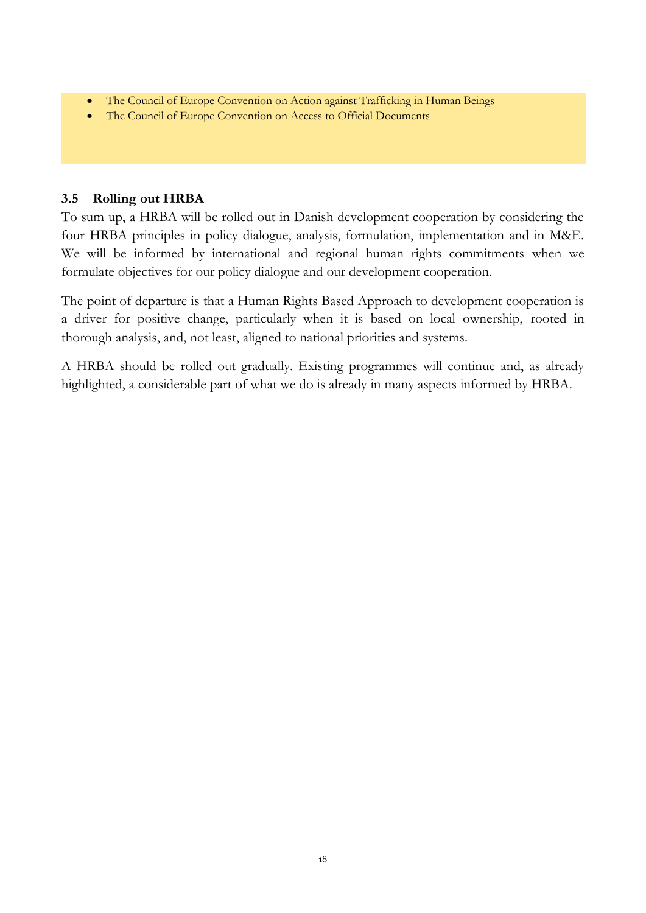- The Council of Europe Convention on Action against Trafficking in Human Beings
- The Council of Europe Convention on Access to Official Documents

### 3.5 Rolling out HRBA

To sum up, a HRBA will be rolled out in Danish development cooperation by considering the four HRBA principles in policy dialogue, analysis, formulation, implementation and in M&E. We will be informed by international and regional human rights commitments when we formulate objectives for our policy dialogue and our development cooperation.

The point of departure is that a Human Rights Based Approach to development cooperation is a driver for positive change, particularly when it is based on local ownership, rooted in thorough analysis, and, not least, aligned to national priorities and systems.

A HRBA should be rolled out gradually. Existing programmes will continue and, as already highlighted, a considerable part of what we do is already in many aspects informed by HRBA.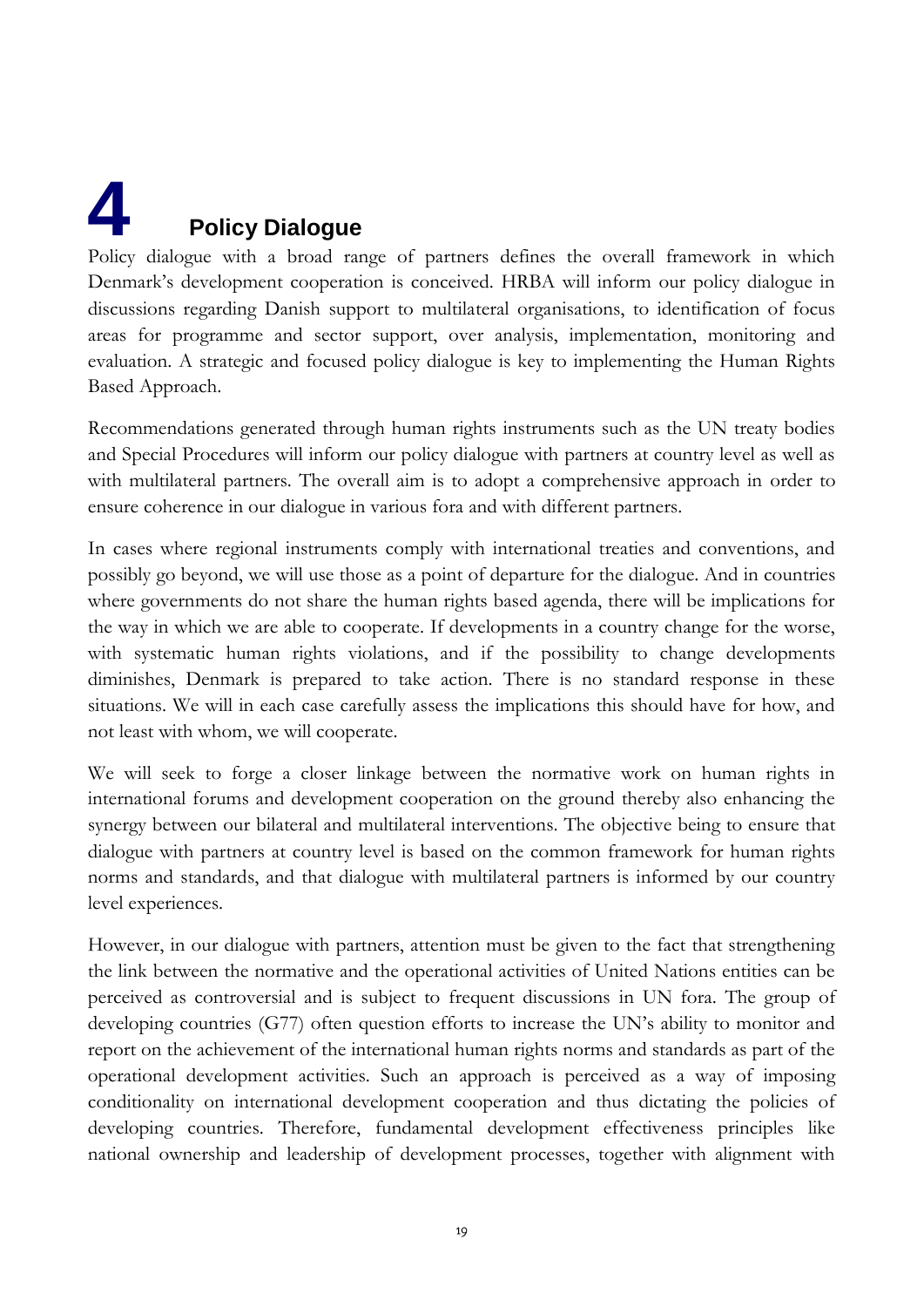# 4 Policy Dialogue

Policy dialogue with a broad range of partners defines the overall framework in which Denmark's development cooperation is conceived. HRBA will inform our policy dialogue in discussions regarding Danish support to multilateral organisations, to identification of focus areas for programme and sector support, over analysis, implementation, monitoring and evaluation. A strategic and focused policy dialogue is key to implementing the Human Rights Based Approach.

Recommendations generated through human rights instruments such as the UN treaty bodies and Special Procedures will inform our policy dialogue with partners at country level as well as with multilateral partners. The overall aim is to adopt a comprehensive approach in order to ensure coherence in our dialogue in various fora and with different partners.

In cases where regional instruments comply with international treaties and conventions, and possibly go beyond, we will use those as a point of departure for the dialogue. And in countries where governments do not share the human rights based agenda, there will be implications for the way in which we are able to cooperate. If developments in a country change for the worse, with systematic human rights violations, and if the possibility to change developments diminishes, Denmark is prepared to take action. There is no standard response in these situations. We will in each case carefully assess the implications this should have for how, and not least with whom, we will cooperate.

We will seek to forge a closer linkage between the normative work on human rights in international forums and development cooperation on the ground thereby also enhancing the synergy between our bilateral and multilateral interventions. The objective being to ensure that dialogue with partners at country level is based on the common framework for human rights norms and standards, and that dialogue with multilateral partners is informed by our country level experiences.

However, in our dialogue with partners, attention must be given to the fact that strengthening the link between the normative and the operational activities of United Nations entities can be perceived as controversial and is subject to frequent discussions in UN fora. The group of developing countries (G77) often question efforts to increase the UN's ability to monitor and report on the achievement of the international human rights norms and standards as part of the operational development activities. Such an approach is perceived as a way of imposing conditionality on international development cooperation and thus dictating the policies of developing countries. Therefore, fundamental development effectiveness principles like national ownership and leadership of development processes, together with alignment with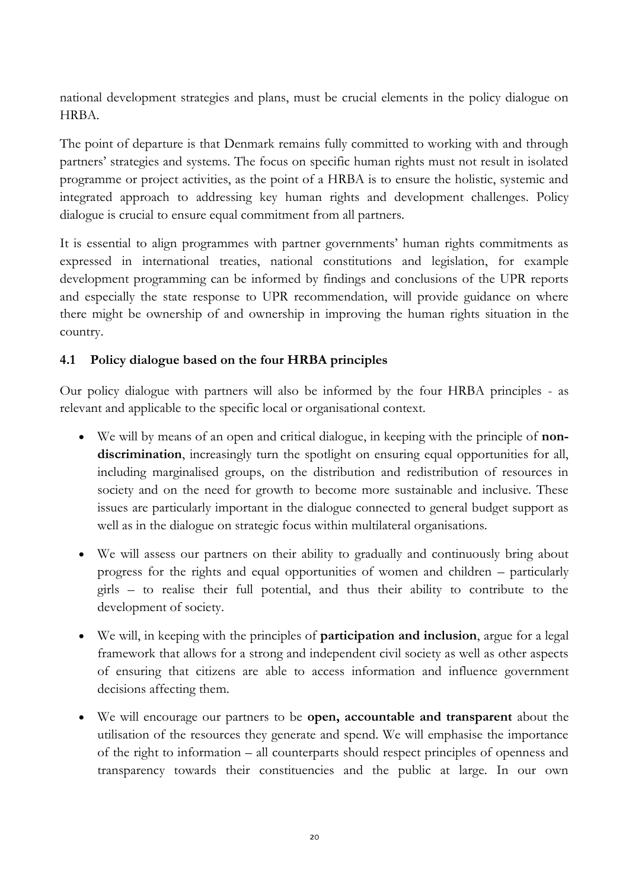national development strategies and plans, must be crucial elements in the policy dialogue on HRBA.

The point of departure is that Denmark remains fully committed to working with and through partners' strategies and systems. The focus on specific human rights must not result in isolated programme or project activities, as the point of a HRBA is to ensure the holistic, systemic and integrated approach to addressing key human rights and development challenges. Policy dialogue is crucial to ensure equal commitment from all partners.

It is essential to align programmes with partner governments' human rights commitments as expressed in international treaties, national constitutions and legislation, for example development programming can be informed by findings and conclusions of the UPR reports and especially the state response to UPR recommendation, will provide guidance on where there might be ownership of and ownership in improving the human rights situation in the country.

### 4.1 Policy dialogue based on the four HRBA principles

Our policy dialogue with partners will also be informed by the four HRBA principles - as relevant and applicable to the specific local or organisational context.

- We will by means of an open and critical dialogue, in keeping with the principle of **non-discrimination**, increasingly turn the spotlight on ensuring equal opportunities for all, including marginalised groups, on the distribution and redistribution of resources in society and on the need for growth to become more sustainable and inclusive. These issues are particularly important in the dialogue connected to general budget support as well as in the dialogue on strategic focus within multilateral organisations.
- We will assess our partners on their ability to gradually and continuously bring about progress for the rights and equal opportunities of women and children – particularly girls – to realise their full potential, and thus their ability to contribute to the development of society.
- We will, in keeping with the principles of **participation and inclusion**, argue for a legal framework that allows for a strong and independent civil society as well as other aspects of ensuring that citizens are able to access information and influence government decisions affecting them.
- We will encourage our partners to be **open, accountable and transparent** about the utilisation of the resources they generate and spend. We will emphasise the importance of the right to information – all counterparts should respect principles of openness and transparency towards their constituencies and the public at large. In our own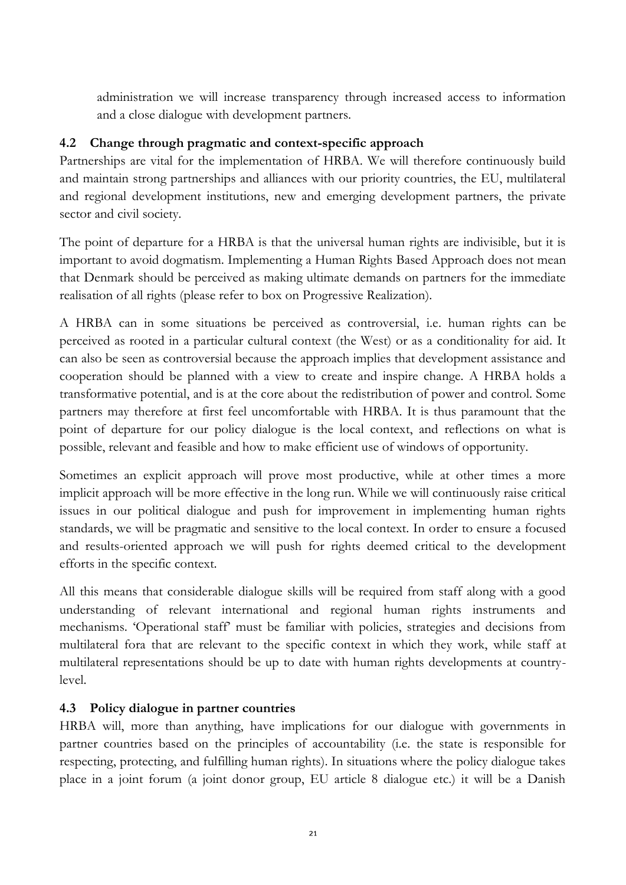administration we will increase transparency through increased access to information and a close dialogue with development partners.

### 4.2 Change through pragmatic and context-specific approach

Partnerships are vital for the implementation of HRBA. We will therefore continuously build and maintain strong partnerships and alliances with our priority countries, the EU, multilateral and regional development institutions, new and emerging development partners, the private sector and civil society.

The point of departure for a HRBA is that the universal human rights are indivisible, but it is important to avoid dogmatism. Implementing a Human Rights Based Approach does not mean that Denmark should be perceived as making ultimate demands on partners for the immediate realisation of all rights (please refer to box on Progressive Realization).

A HRBA can in some situations be perceived as controversial, i.e. human rights can be perceived as rooted in a particular cultural context (the West) or as a conditionality for aid. It can also be seen as controversial because the approach implies that development assistance and cooperation should be planned with a view to create and inspire change. A HRBA holds a transformative potential, and is at the core about the redistribution of power and control. Some partners may therefore at first feel uncomfortable with HRBA. It is thus paramount that the point of departure for our policy dialogue is the local context, and reflections on what is possible, relevant and feasible and how to make efficient use of windows of opportunity.

Sometimes an explicit approach will prove most productive, while at other times a more implicit approach will be more effective in the long run. While we will continuously raise critical issues in our political dialogue and push for improvement in implementing human rights standards, we will be pragmatic and sensitive to the local context. In order to ensure a focused and results-oriented approach we will push for rights deemed critical to the development efforts in the specific context.

All this means that considerable dialogue skills will be required from staff along with a good understanding of relevant international and regional human rights instruments and mechanisms. 'Operational staff' must be familiar with policies, strategies and decisions from multilateral fora that are relevant to the specific context in which they work, while staff at multilateral representations should be up to date with human rights developments at country-level.

### 4.3 Policy dialogue in partner countries

HRBA will, more than anything, have implications for our dialogue with governments in partner countries based on the principles of accountability (i.e. the state is responsible for respecting, protecting, and fulfilling human rights). In situations where the policy dialogue takes place in a joint forum (a joint donor group, EU article 8 dialogue etc.) it will be a Danish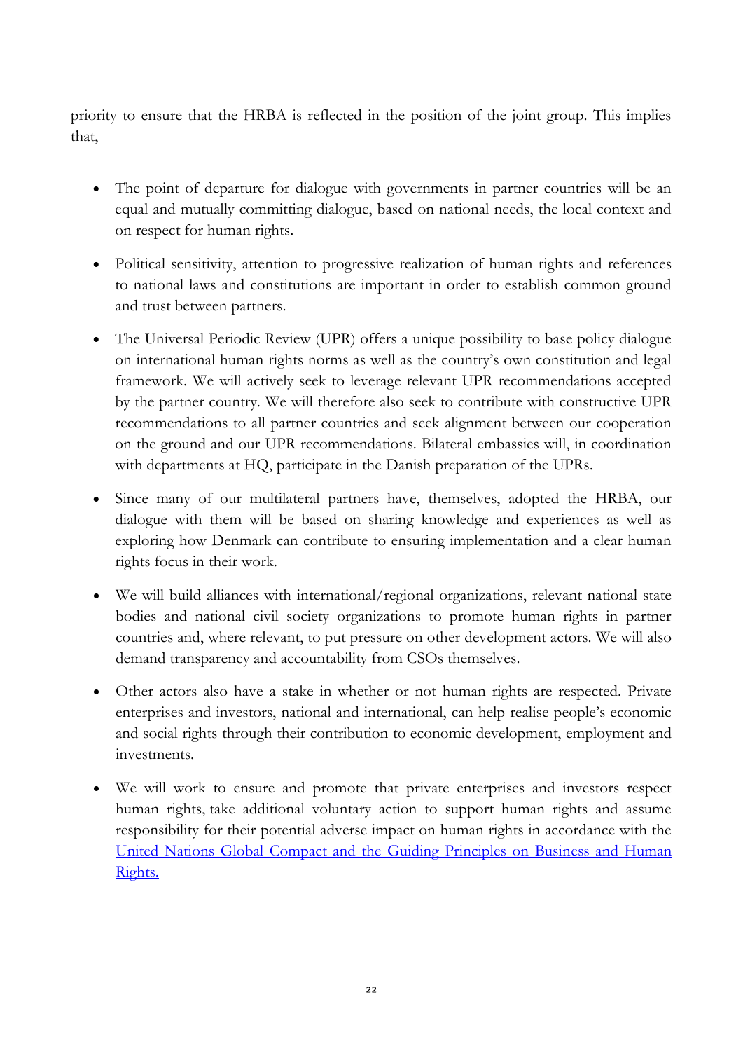priority to ensure that the HRBA is reflected in the position of the joint group. This implies that,

- The point of departure for dialogue with governments in partner countries will be an equal and mutually committing dialogue, based on national needs, the local context and on respect for human rights.

- Political sensitivity, attention to progressive realization of human rights and references to national laws and constitutions are important in order to establish common ground and trust between partners.

- The Universal Periodic Review (UPR) offers a unique possibility to base policy dialogue on international human rights norms as well as the country's own constitution and legal framework. We will actively seek to leverage relevant UPR recommendations accepted by the partner country. We will therefore also seek to contribute with constructive UPR recommendations to all partner countries and seek alignment between our cooperation on the ground and our UPR recommendations. Bilateral embassies will, in coordination with departments at HQ, participate in the Danish preparation of the UPRs.

- Since many of our multilateral partners have, themselves, adopted the HRBA, our dialogue with them will be based on sharing knowledge and experiences as well as exploring how Denmark can contribute to ensuring implementation and a clear human rights focus in their work.

- We will build alliances with international/regional organizations, relevant national state bodies and national civil society organizations to promote human rights in partner countries and, where relevant, to put pressure on other development actors. We will also demand transparency and accountability from CSOs themselves.

- Other actors also have a stake in whether or not human rights are respected. Private enterprises and investors, national and international, can help realise people's economic and social rights through their contribution to economic development, employment and investments.

- We will work to ensure and promote that private enterprises and investors respect human rights, take additional voluntary action to support human rights and assume responsibility for their potential adverse impact on human rights in accordance with the United Nations Global Compact and the Guiding Principles on Business and Human Rights.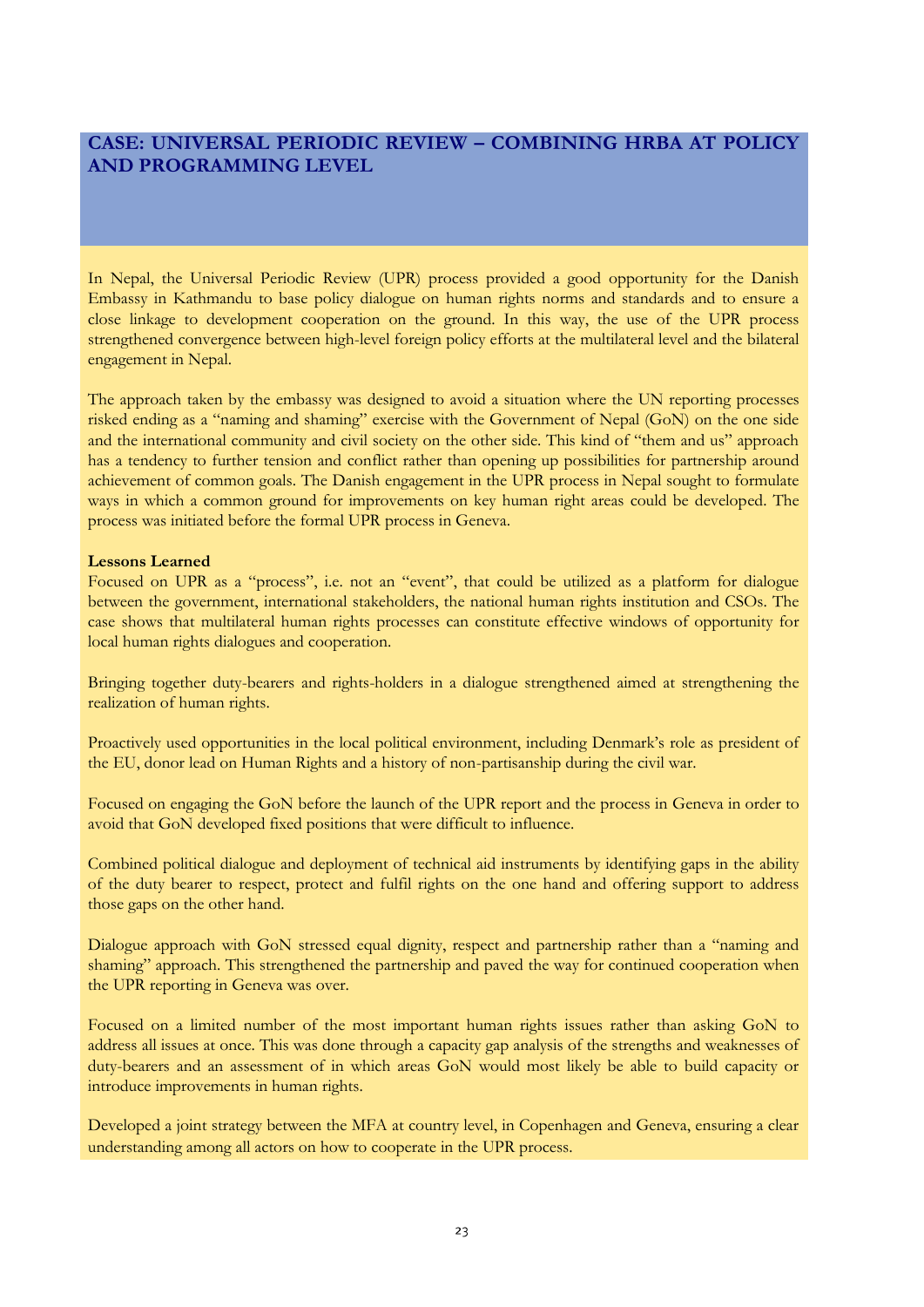## CASE: UNIVERSAL PERIODIC REVIEW – COMBINING HRBA AT POLICY AND PROGRAMMING LEVEL

In Nepal, the Universal Periodic Review (UPR) process provided a good opportunity for the Danish Embassy in Kathmandu to base policy dialogue on human rights norms and standards and to ensure a close linkage to development cooperation on the ground. In this way, the use of the UPR process strengthened convergence between high-level foreign policy efforts at the multilateral level and the bilateral engagement in Nepal.

The approach taken by the embassy was designed to avoid a situation where the UN reporting processes risked ending as a "naming and shaming" exercise with the Government of Nepal (GoN) on the one side and the international community and civil society on the other side. This kind of "them and us" approach has a tendency to further tension and conflict rather than opening up possibilities for partnership around achievement of common goals. The Danish engagement in the UPR process in Nepal sought to formulate ways in which a common ground for improvements on key human right areas could be developed. The process was initiated before the formal UPR process in Geneva.

**Lessons Learned**

Focused on UPR as a "process", i.e. not an "event", that could be utilized as a platform for dialogue between the government, international stakeholders, the national human rights institution and CSOs. The case shows that multilateral human rights processes can constitute effective windows of opportunity for local human rights dialogues and cooperation.

Bringing together duty-bearers and rights-holders in a dialogue strengthened aimed at strengthening the realization of human rights.

Proactively used opportunities in the local political environment, including Denmark's role as president of the EU, donor lead on Human Rights and a history of non-partisanship during the civil war.

Focused on engaging the GoN before the launch of the UPR report and the process in Geneva in order to avoid that GoN developed fixed positions that were difficult to influence.

Combined political dialogue and deployment of technical aid instruments by identifying gaps in the ability of the duty bearer to respect, protect and fulfil rights on the one hand and offering support to address those gaps on the other hand.

Dialogue approach with GoN stressed equal dignity, respect and partnership rather than a "naming and shaming" approach. This strengthened the partnership and paved the way for continued cooperation when the UPR reporting in Geneva was over.

Focused on a limited number of the most important human rights issues rather than asking GoN to address all issues at once. This was done through a capacity gap analysis of the strengths and weaknesses of duty-bearers and an assessment of in which areas GoN would most likely be able to build capacity or introduce improvements in human rights.

Developed a joint strategy between the MFA at country level, in Copenhagen and Geneva, ensuring a clear understanding among all actors on how to cooperate in the UPR process.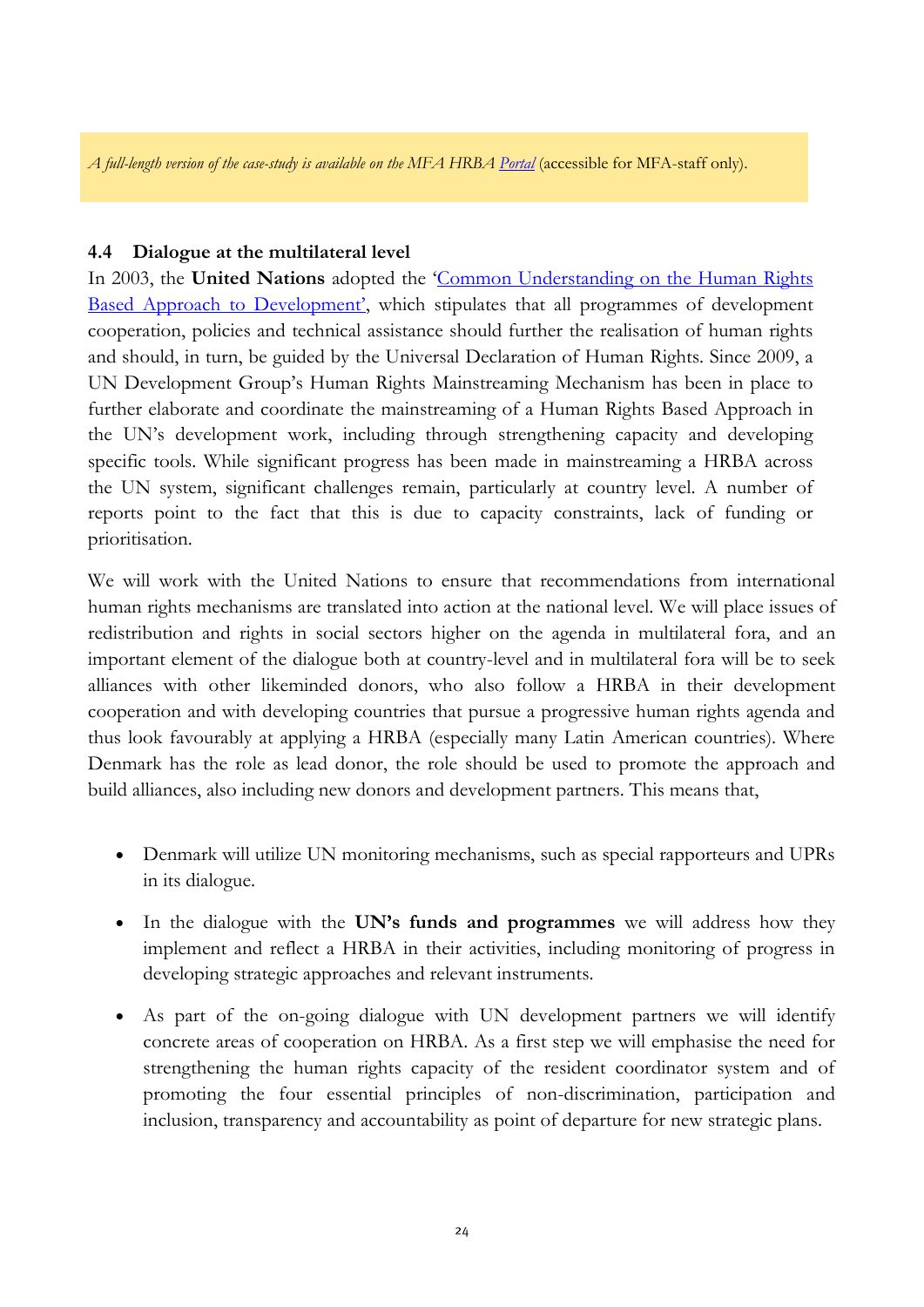*A full-length version of the case-study is available on the MFA HRBA [Portal](#)* (accessible for MFA-staff only).

### 4.4 Dialogue at the multilateral level

In 2003, the **United Nations** adopted the '[Common Understanding on the Human Rights Based Approach to Development'](#), which stipulates that all programmes of development cooperation, policies and technical assistance should further the realisation of human rights and should, in turn, be guided by the Universal Declaration of Human Rights. Since 2009, a UN Development Group's Human Rights Mainstreaming Mechanism has been in place to further elaborate and coordinate the mainstreaming of a Human Rights Based Approach in the UN's development work, including through strengthening capacity and developing specific tools. While significant progress has been made in mainstreaming a HRBA across the UN system, significant challenges remain, particularly at country level. A number of reports point to the fact that this is due to capacity constraints, lack of funding or prioritisation.

We will work with the United Nations to ensure that recommendations from international human rights mechanisms are translated into action at the national level. We will place issues of redistribution and rights in social sectors higher on the agenda in multilateral fora, and an important element of the dialogue both at country-level and in multilateral fora will be to seek alliances with other likeminded donors, who also follow a HRBA in their development cooperation and with developing countries that pursue a progressive human rights agenda and thus look favourably at applying a HRBA (especially many Latin American countries). Where Denmark has the role as lead donor, the role should be used to promote the approach and build alliances, also including new donors and development partners. This means that,

- Denmark will utilize UN monitoring mechanisms, such as special rapporteurs and UPRs in its dialogue.
- In the dialogue with the **UN's funds and programmes** we will address how they implement and reflect a HRBA in their activities, including monitoring of progress in developing strategic approaches and relevant instruments.
- As part of the on-going dialogue with UN development partners we will identify concrete areas of cooperation on HRBA. As a first step we will emphasise the need for strengthening the human rights capacity of the resident coordinator system and of promoting the four essential principles of non-discrimination, participation and inclusion, transparency and accountability as point of departure for new strategic plans.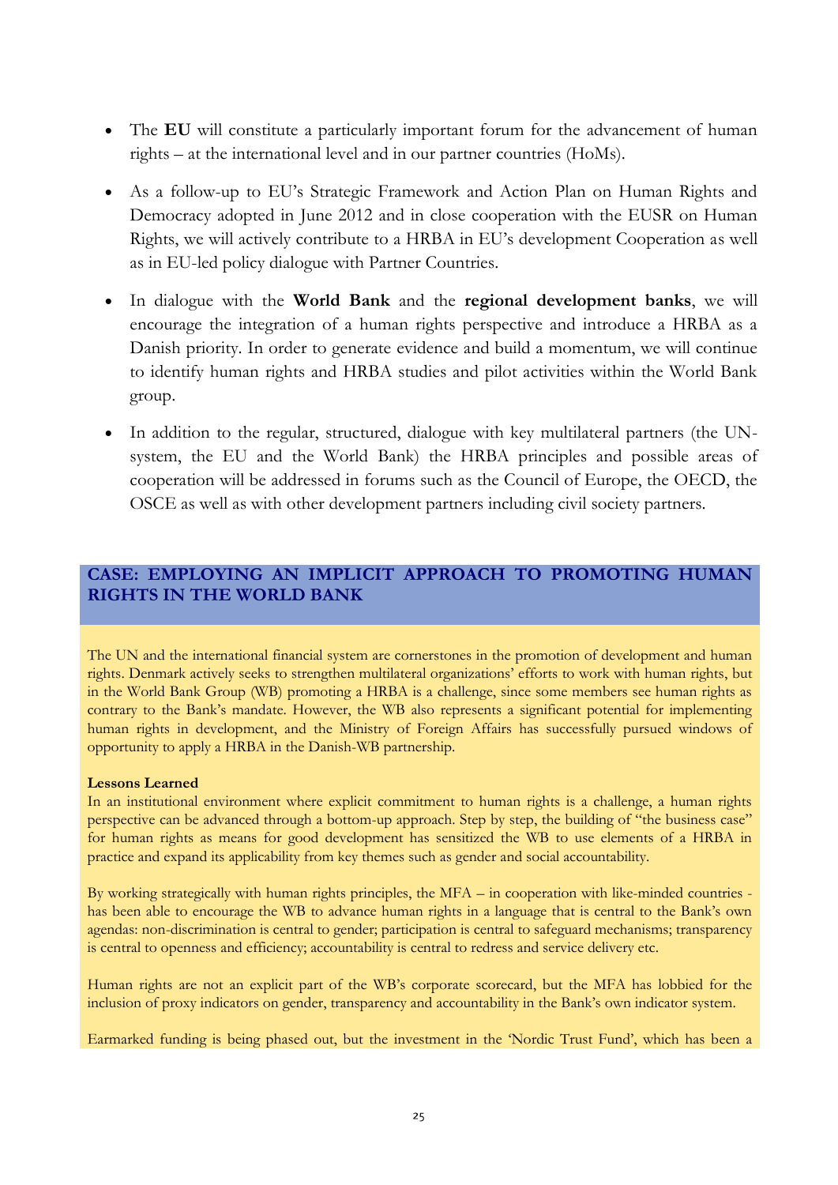- The **EU** will constitute a particularly important forum for the advancement of human rights – at the international level and in our partner countries (HoMs).

- As a follow-up to EU's Strategic Framework and Action Plan on Human Rights and Democracy adopted in June 2012 and in close cooperation with the EUSR on Human Rights, we will actively contribute to a HRBA in EU's development Cooperation as well as in EU-led policy dialogue with Partner Countries.

- In dialogue with the **World Bank** and the **regional development banks**, we will encourage the integration of a human rights perspective and introduce a HRBA as a Danish priority. In order to generate evidence and build a momentum, we will continue to identify human rights and HRBA studies and pilot activities within the World Bank group.

- In addition to the regular, structured, dialogue with key multilateral partners (the UN-system, the EU and the World Bank) the HRBA principles and possible areas of cooperation will be addressed in forums such as the Council of Europe, the OECD, the OSCE as well as with other development partners including civil society partners.

## CASE: EMPLOYING AN IMPLICIT APPROACH TO PROMOTING HUMAN RIGHTS IN THE WORLD BANK

The UN and the international financial system are cornerstones in the promotion of development and human rights. Denmark actively seeks to strengthen multilateral organizations' efforts to work with human rights, but in the World Bank Group (WB) promoting a HRBA is a challenge, since some members see human rights as contrary to the Bank's mandate. However, the WB also represents a significant potential for implementing human rights in development, and the Ministry of Foreign Affairs has successfully pursued windows of opportunity to apply a HRBA in the Danish-WB partnership.

**Lessons Learned**

In an institutional environment where explicit commitment to human rights is a challenge, a human rights perspective can be advanced through a bottom-up approach. Step by step, the building of "the business case" for human rights as means for good development has sensitized the WB to use elements of a HRBA in practice and expand its applicability from key themes such as gender and social accountability.

By working strategically with human rights principles, the MFA – in cooperation with like-minded countries - has been able to encourage the WB to advance human rights in a language that is central to the Bank's own agendas: non-discrimination is central to gender; participation is central to safeguard mechanisms; transparency is central to openness and efficiency; accountability is central to redress and service delivery etc.

Human rights are not an explicit part of the WB's corporate scorecard, but the MFA has lobbied for the inclusion of proxy indicators on gender, transparency and accountability in the Bank's own indicator system.

Earmarked funding is being phased out, but the investment in the 'Nordic Trust Fund', which has been a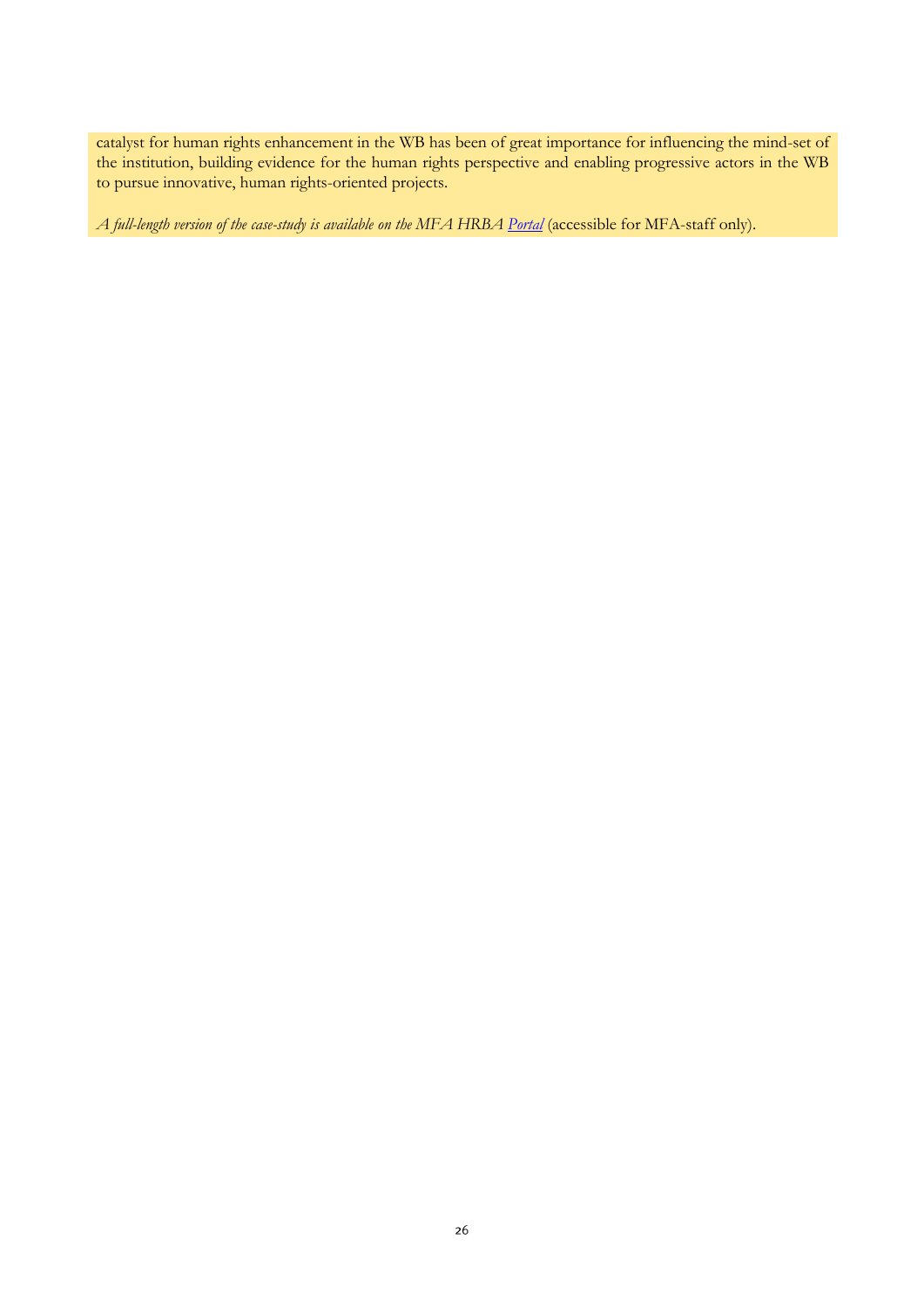catalyst for human rights enhancement in the WB has been of great importance for influencing the mind-set of the institution, building evidence for the human rights perspective and enabling progressive actors in the WB to pursue innovative, human rights-oriented projects.

*A full-length version of the case-study is available on the MFA HRBA Portal* (accessible for MFA-staff only).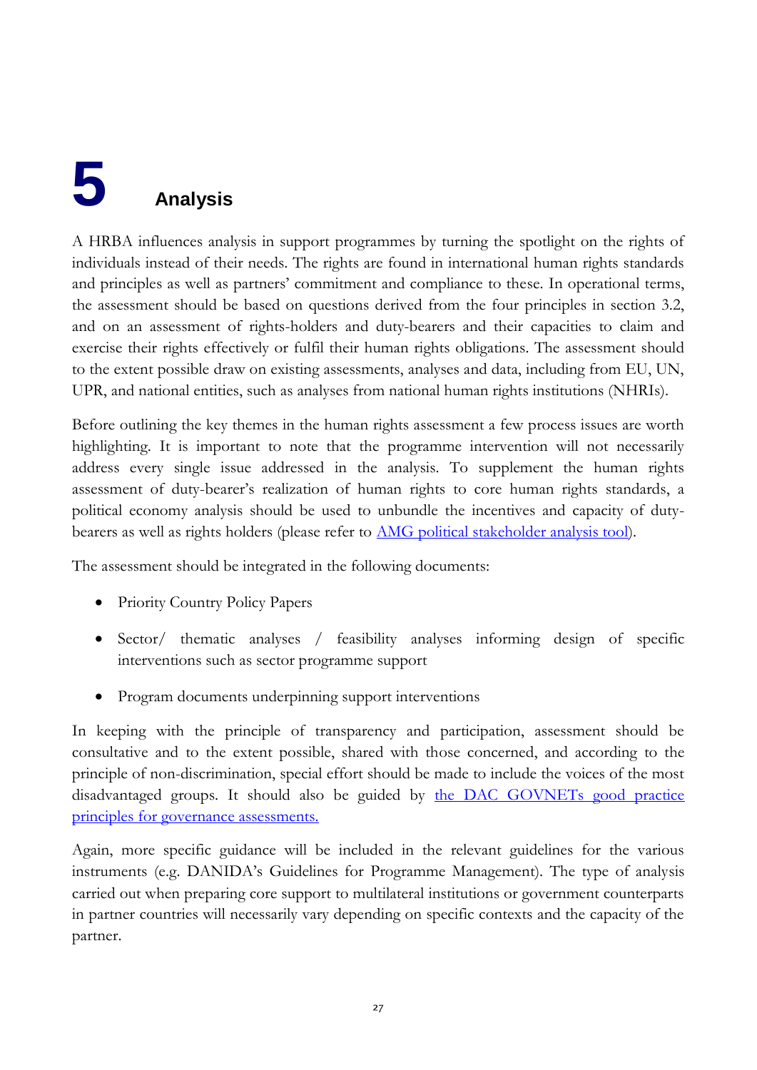# 5 Analysis

A HRBA influences analysis in support programmes by turning the spotlight on the rights of individuals instead of their needs. The rights are found in international human rights standards and principles as well as partners' commitment and compliance to these. In operational terms, the assessment should be based on questions derived from the four principles in section 3.2, and on an assessment of rights-holders and duty-bearers and their capacities to claim and exercise their rights effectively or fulfil their human rights obligations. The assessment should to the extent possible draw on existing assessments, analyses and data, including from EU, UN, UPR, and national entities, such as analyses from national human rights institutions (NHRIs).

Before outlining the key themes in the human rights assessment a few process issues are worth highlighting. It is important to note that the programme intervention will not necessarily address every single issue addressed in the analysis. To supplement the human rights assessment of duty-bearer's realization of human rights to core human rights standards, a political economy analysis should be used to unbundle the incentives and capacity of duty-bearers as well as rights holders (please refer to [AMG political stakeholder analysis tool](AMG political stakeholder analysis tool)).

The assessment should be integrated in the following documents:

- Priority Country Policy Papers
- Sector/ thematic analyses / feasibility analyses informing design of specific interventions such as sector programme support
- Program documents underpinning support interventions

In keeping with the principle of transparency and participation, assessment should be consultative and to the extent possible, shared with those concerned, and according to the principle of non-discrimination, special effort should be made to include the voices of the most disadvantaged groups. It should also be guided by [the DAC GOVNETs good practice principles for governance assessments.](the DAC GOVNETs good practice principles for governance assessments.)

Again, more specific guidance will be included in the relevant guidelines for the various instruments (e.g. DANIDA's Guidelines for Programme Management). The type of analysis carried out when preparing core support to multilateral institutions or government counterparts in partner countries will necessarily vary depending on specific contexts and the capacity of the partner.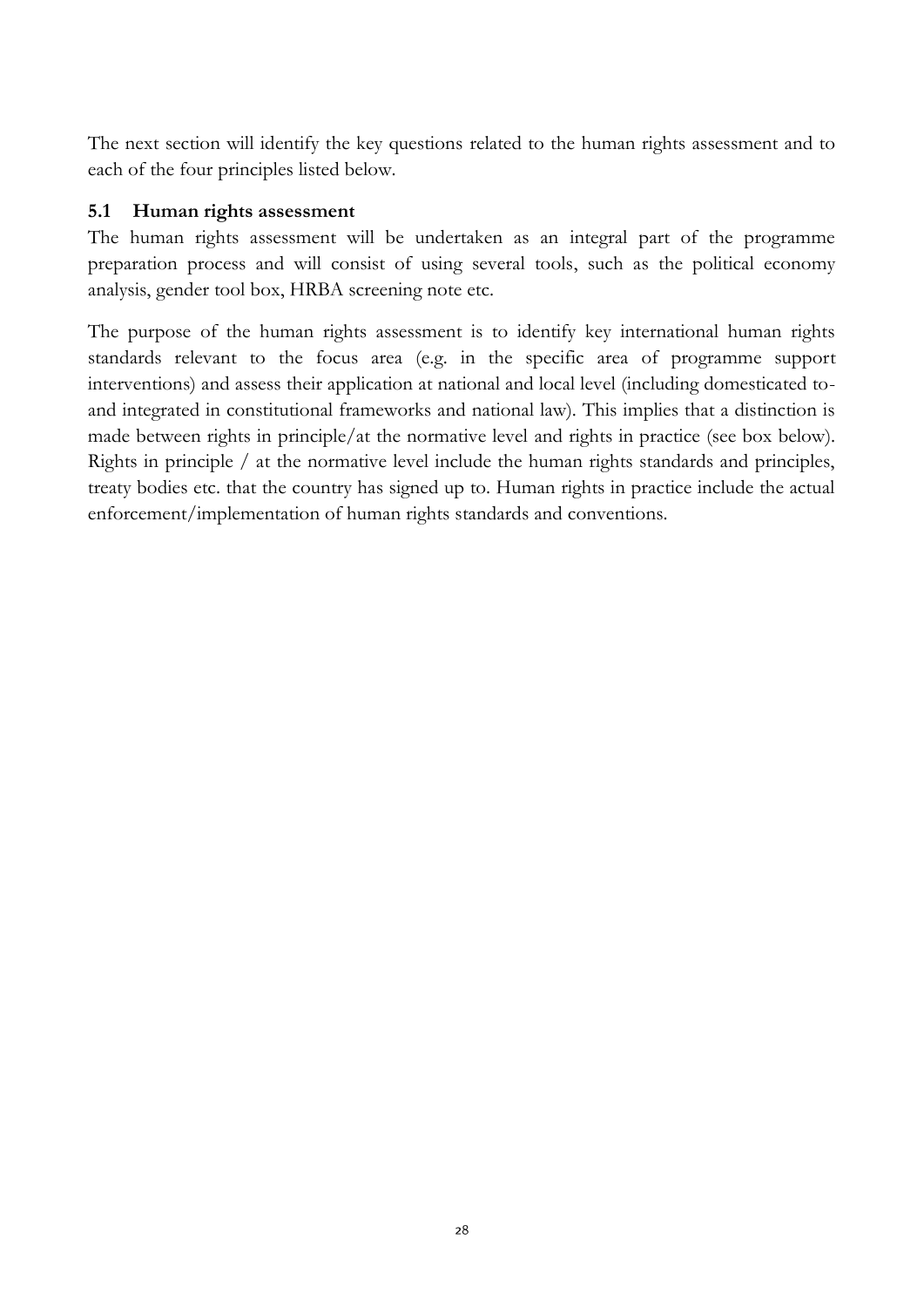The next section will identify the key questions related to the human rights assessment and to each of the four principles listed below.

## 5.1 Human rights assessment

The human rights assessment will be undertaken as an integral part of the programme preparation process and will consist of using several tools, such as the political economy analysis, gender tool box, HRBA screening note etc.

The purpose of the human rights assessment is to identify key international human rights standards relevant to the focus area (e.g. in the specific area of programme support interventions) and assess their application at national and local level (including domesticated to- and integrated in constitutional frameworks and national law). This implies that a distinction is made between rights in principle/at the normative level and rights in practice (see box below). Rights in principle / at the normative level include the human rights standards and principles, treaty bodies etc. that the country has signed up to. Human rights in practice include the actual enforcement/implementation of human rights standards and conventions.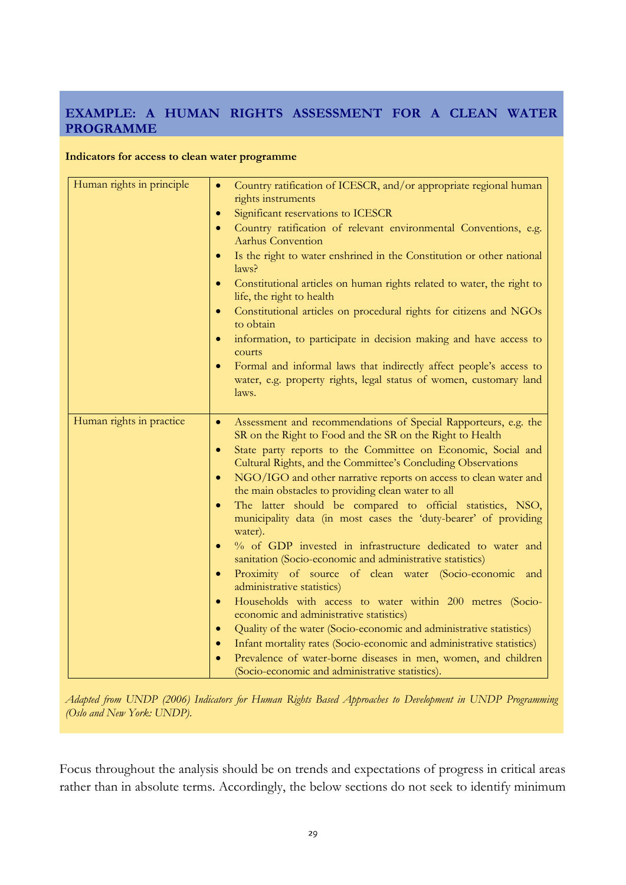## EXAMPLE: A HUMAN RIGHTS ASSESSMENT FOR A CLEAN WATER PROGRAMME

**Indicators for access to clean water programme**

| | |
|---|---|
| Human rights in principle | • Country ratification of ICESCR, and/or appropriate regional human rights instruments<br>• Significant reservations to ICESCR<br>• Country ratification of relevant environmental Conventions, e.g. Aarhus Convention<br>• Is the right to water enshrined in the Constitution or other national laws?<br>• Constitutional articles on human rights related to water, the right to life, the right to health<br>• Constitutional articles on procedural rights for citizens and NGOs to obtain<br>• information, to participate in decision making and have access to courts<br>• Formal and informal laws that indirectly affect people's access to water, e.g. property rights, legal status of women, customary land laws. |
| Human rights in practice | • Assessment and recommendations of Special Rapporteurs, e.g. the SR on the Right to Food and the SR on the Right to Health<br>• State party reports to the Committee on Economic, Social and Cultural Rights, and the Committee's Concluding Observations<br>• NGO/IGO and other narrative reports on access to clean water and the main obstacles to providing clean water to all<br>• The latter should be compared to official statistics, NSO, municipality data (in most cases the 'duty-bearer' of providing water).<br>• % of GDP invested in infrastructure dedicated to water and sanitation (Socio-economic and administrative statistics)<br>• Proximity of source of clean water (Socio-economic and administrative statistics)<br>• Households with access to water within 200 metres (Socio-economic and administrative statistics)<br>• Quality of the water (Socio-economic and administrative statistics)<br>• Infant mortality rates (Socio-economic and administrative statistics)<br>• Prevalence of water-borne diseases in men, women, and children (Socio-economic and administrative statistics). |

*Adapted from UNDP (2006) Indicators for Human Rights Based Approaches to Development in UNDP Programming (Oslo and New York: UNDP).*

Focus throughout the analysis should be on trends and expectations of progress in critical areas rather than in absolute terms. Accordingly, the below sections do not seek to identify minimum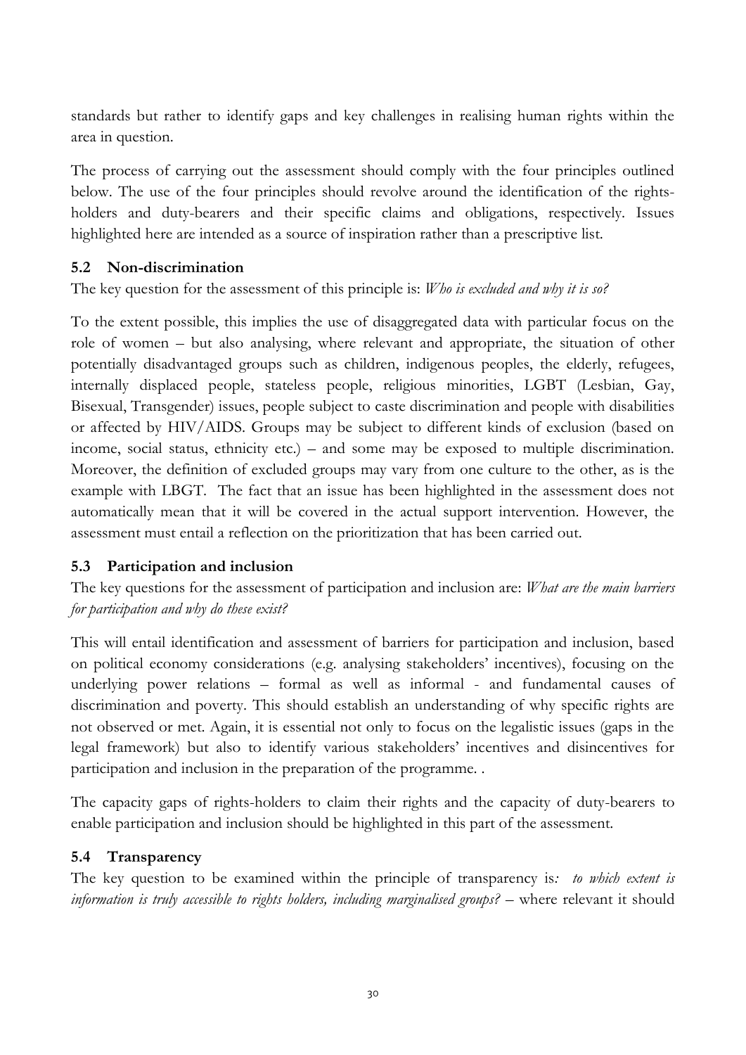standards but rather to identify gaps and key challenges in realising human rights within the area in question.

The process of carrying out the assessment should comply with the four principles outlined below. The use of the four principles should revolve around the identification of the rights-holders and duty-bearers and their specific claims and obligations, respectively. Issues highlighted here are intended as a source of inspiration rather than a prescriptive list.

### 5.2 Non-discrimination

The key question for the assessment of this principle is: *Who is excluded and why it is so?*

To the extent possible, this implies the use of disaggregated data with particular focus on the role of women – but also analysing, where relevant and appropriate, the situation of other potentially disadvantaged groups such as children, indigenous peoples, the elderly, refugees, internally displaced people, stateless people, religious minorities, LGBT (Lesbian, Gay, Bisexual, Transgender) issues, people subject to caste discrimination and people with disabilities or affected by HIV/AIDS. Groups may be subject to different kinds of exclusion (based on income, social status, ethnicity etc.) – and some may be exposed to multiple discrimination. Moreover, the definition of excluded groups may vary from one culture to the other, as is the example with LBGT. The fact that an issue has been highlighted in the assessment does not automatically mean that it will be covered in the actual support intervention. However, the assessment must entail a reflection on the prioritization that has been carried out.

### 5.3 Participation and inclusion

The key questions for the assessment of participation and inclusion are: *What are the main barriers for participation and why do these exist?*

This will entail identification and assessment of barriers for participation and inclusion, based on political economy considerations (e.g. analysing stakeholders' incentives), focusing on the underlying power relations – formal as well as informal - and fundamental causes of discrimination and poverty. This should establish an understanding of why specific rights are not observed or met. Again, it is essential not only to focus on the legalistic issues (gaps in the legal framework) but also to identify various stakeholders' incentives and disincentives for participation and inclusion in the preparation of the programme. .

The capacity gaps of rights-holders to claim their rights and the capacity of duty-bearers to enable participation and inclusion should be highlighted in this part of the assessment.

### 5.4 Transparency

The key question to be examined within the principle of transparency is*: to which extent is information is truly accessible to rights holders, including marginalised groups?* – where relevant it should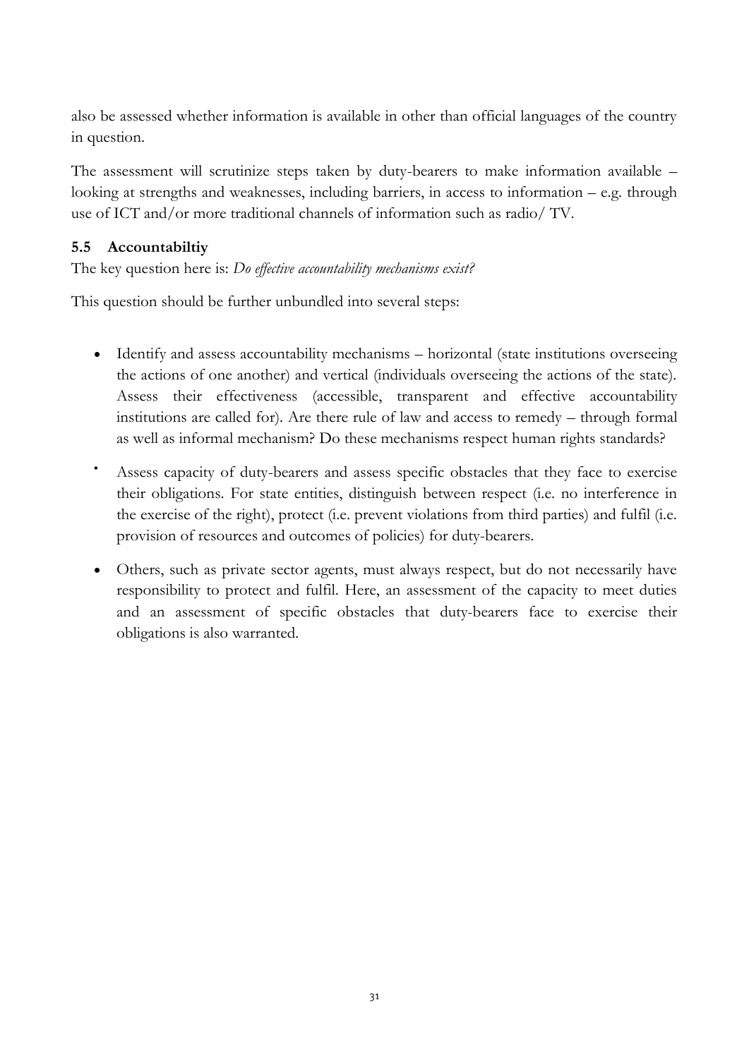also be assessed whether information is available in other than official languages of the country in question.

The assessment will scrutinize steps taken by duty-bearers to make information available – looking at strengths and weaknesses, including barriers, in access to information – e.g. through use of ICT and/or more traditional channels of information such as radio/ TV.

### 5.5 Accountabiltiy

The key question here is: *Do effective accountability mechanisms exist?*

This question should be further unbundled into several steps:

- Identify and assess accountability mechanisms – horizontal (state institutions overseeing the actions of one another) and vertical (individuals overseeing the actions of the state). Assess their effectiveness (accessible, transparent and effective accountability institutions are called for). Are there rule of law and access to remedy – through formal as well as informal mechanism? Do these mechanisms respect human rights standards?
- Assess capacity of duty-bearers and assess specific obstacles that they face to exercise their obligations. For state entities, distinguish between respect (i.e. no interference in the exercise of the right), protect (i.e. prevent violations from third parties) and fulfil (i.e. provision of resources and outcomes of policies) for duty-bearers.
- Others, such as private sector agents, must always respect, but do not necessarily have responsibility to protect and fulfil. Here, an assessment of the capacity to meet duties and an assessment of specific obstacles that duty-bearers face to exercise their obligations is also warranted.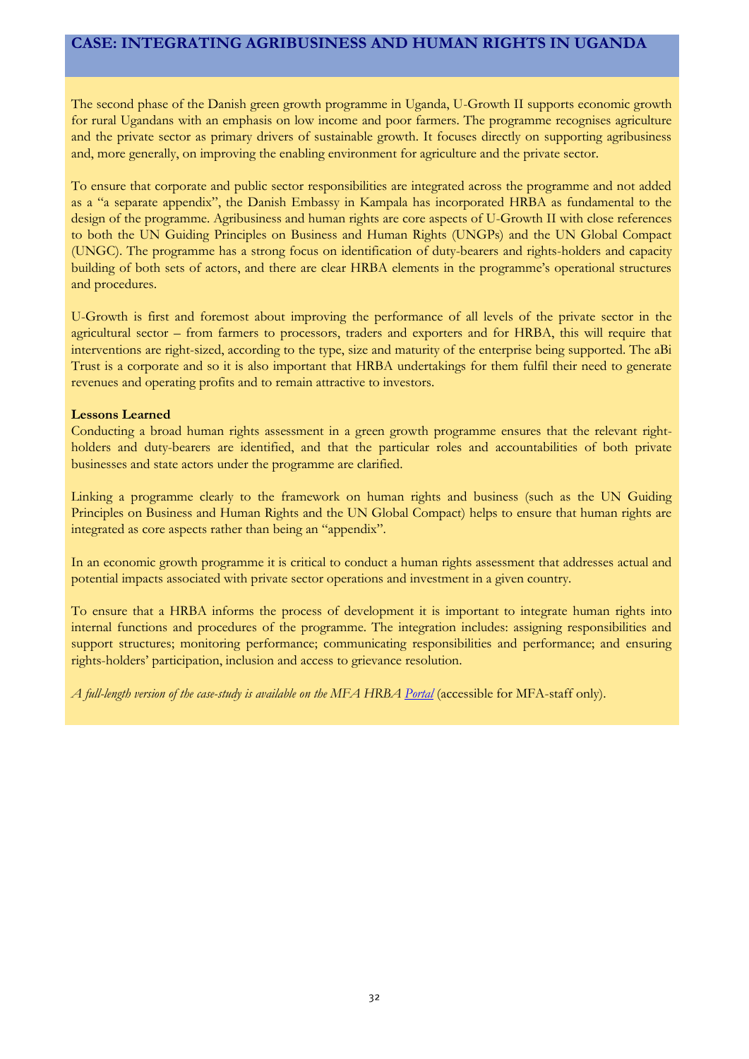## CASE: INTEGRATING AGRIBUSINESS AND HUMAN RIGHTS IN UGANDA

The second phase of the Danish green growth programme in Uganda, U-Growth II supports economic growth for rural Ugandans with an emphasis on low income and poor farmers. The programme recognises agriculture and the private sector as primary drivers of sustainable growth. It focuses directly on supporting agribusiness and, more generally, on improving the enabling environment for agriculture and the private sector.

To ensure that corporate and public sector responsibilities are integrated across the programme and not added as a "a separate appendix", the Danish Embassy in Kampala has incorporated HRBA as fundamental to the design of the programme. Agribusiness and human rights are core aspects of U-Growth II with close references to both the UN Guiding Principles on Business and Human Rights (UNGPs) and the UN Global Compact (UNGC). The programme has a strong focus on identification of duty-bearers and rights-holders and capacity building of both sets of actors, and there are clear HRBA elements in the programme's operational structures and procedures.

U-Growth is first and foremost about improving the performance of all levels of the private sector in the agricultural sector – from farmers to processors, traders and exporters and for HRBA, this will require that interventions are right-sized, according to the type, size and maturity of the enterprise being supported. The aBi Trust is a corporate and so it is also important that HRBA undertakings for them fulfil their need to generate revenues and operating profits and to remain attractive to investors.

**Lessons Learned**

Conducting a broad human rights assessment in a green growth programme ensures that the relevant right-holders and duty-bearers are identified, and that the particular roles and accountabilities of both private businesses and state actors under the programme are clarified.

Linking a programme clearly to the framework on human rights and business (such as the UN Guiding Principles on Business and Human Rights and the UN Global Compact) helps to ensure that human rights are integrated as core aspects rather than being an "appendix".

In an economic growth programme it is critical to conduct a human rights assessment that addresses actual and potential impacts associated with private sector operations and investment in a given country.

To ensure that a HRBA informs the process of development it is important to integrate human rights into internal functions and procedures of the programme. The integration includes: assigning responsibilities and support structures; monitoring performance; communicating responsibilities and performance; and ensuring rights-holders' participation, inclusion and access to grievance resolution.

*A full-length version of the case-study is available on the MFA HRBA Portal* (accessible for MFA-staff only).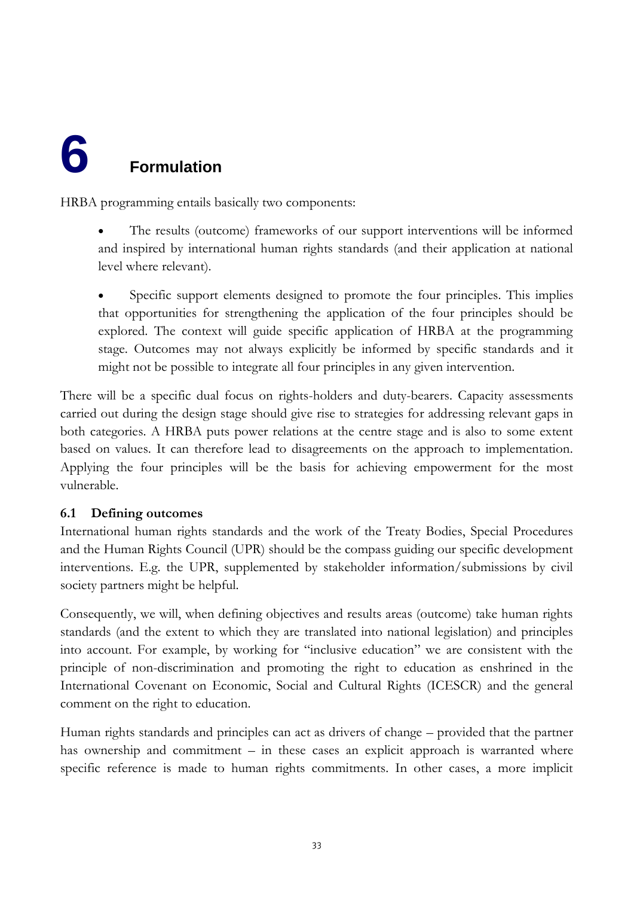# 6 Formulation

HRBA programming entails basically two components:

- The results (outcome) frameworks of our support interventions will be informed and inspired by international human rights standards (and their application at national level where relevant).

- Specific support elements designed to promote the four principles. This implies that opportunities for strengthening the application of the four principles should be explored. The context will guide specific application of HRBA at the programming stage. Outcomes may not always explicitly be informed by specific standards and it might not be possible to integrate all four principles in any given intervention.

There will be a specific dual focus on rights-holders and duty-bearers. Capacity assessments carried out during the design stage should give rise to strategies for addressing relevant gaps in both categories. A HRBA puts power relations at the centre stage and is also to some extent based on values. It can therefore lead to disagreements on the approach to implementation. Applying the four principles will be the basis for achieving empowerment for the most vulnerable.

## 6.1 Defining outcomes

International human rights standards and the work of the Treaty Bodies, Special Procedures and the Human Rights Council (UPR) should be the compass guiding our specific development interventions. E.g. the UPR, supplemented by stakeholder information/submissions by civil society partners might be helpful.

Consequently, we will, when defining objectives and results areas (outcome) take human rights standards (and the extent to which they are translated into national legislation) and principles into account. For example, by working for "inclusive education" we are consistent with the principle of non-discrimination and promoting the right to education as enshrined in the International Covenant on Economic, Social and Cultural Rights (ICESCR) and the general comment on the right to education.

Human rights standards and principles can act as drivers of change – provided that the partner has ownership and commitment – in these cases an explicit approach is warranted where specific reference is made to human rights commitments. In other cases, a more implicit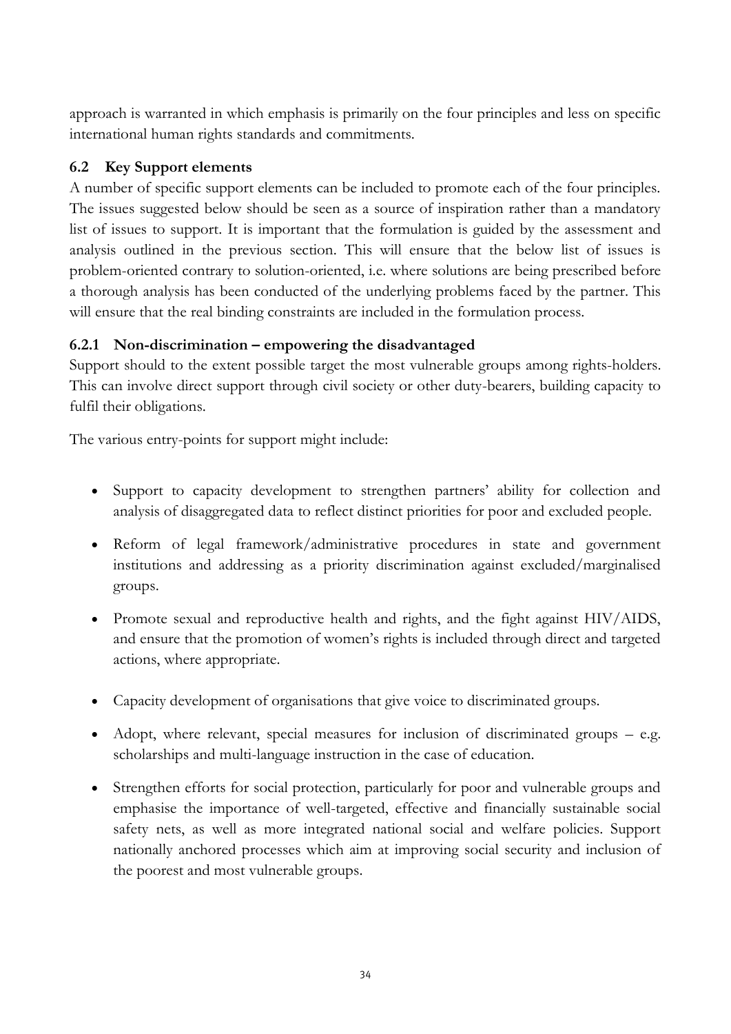approach is warranted in which emphasis is primarily on the four principles and less on specific international human rights standards and commitments.

## 6.2 Key Support elements

A number of specific support elements can be included to promote each of the four principles. The issues suggested below should be seen as a source of inspiration rather than a mandatory list of issues to support. It is important that the formulation is guided by the assessment and analysis outlined in the previous section. This will ensure that the below list of issues is problem-oriented contrary to solution-oriented, i.e. where solutions are being prescribed before a thorough analysis has been conducted of the underlying problems faced by the partner. This will ensure that the real binding constraints are included in the formulation process.

### 6.2.1 Non-discrimination – empowering the disadvantaged

Support should to the extent possible target the most vulnerable groups among rights-holders. This can involve direct support through civil society or other duty-bearers, building capacity to fulfil their obligations.

The various entry-points for support might include:

- Support to capacity development to strengthen partners' ability for collection and analysis of disaggregated data to reflect distinct priorities for poor and excluded people.
- Reform of legal framework/administrative procedures in state and government institutions and addressing as a priority discrimination against excluded/marginalised groups.
- Promote sexual and reproductive health and rights, and the fight against HIV/AIDS, and ensure that the promotion of women's rights is included through direct and targeted actions, where appropriate.
- Capacity development of organisations that give voice to discriminated groups.
- Adopt, where relevant, special measures for inclusion of discriminated groups – e.g. scholarships and multi-language instruction in the case of education.
- Strengthen efforts for social protection, particularly for poor and vulnerable groups and emphasise the importance of well-targeted, effective and financially sustainable social safety nets, as well as more integrated national social and welfare policies. Support nationally anchored processes which aim at improving social security and inclusion of the poorest and most vulnerable groups.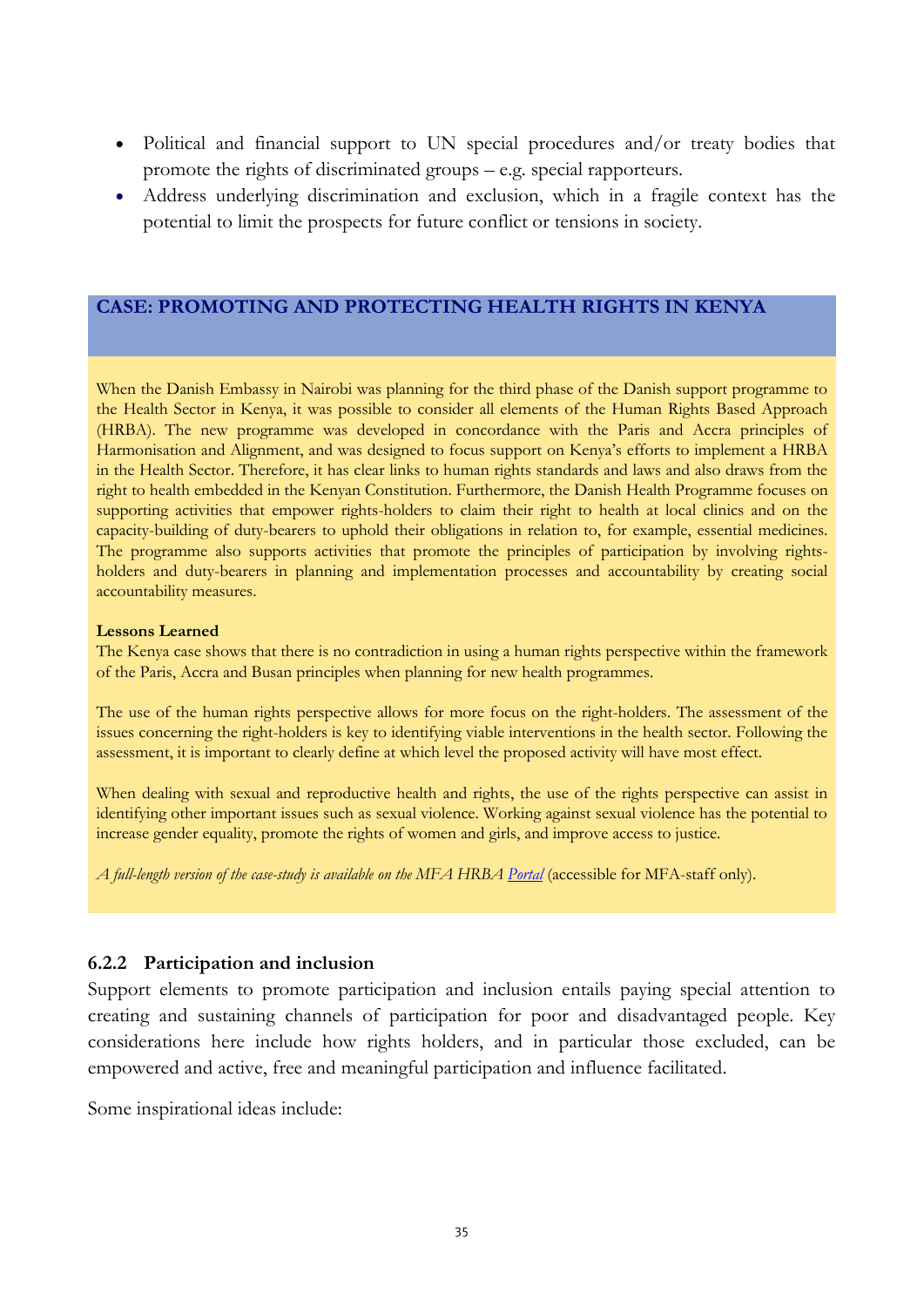- Political and financial support to UN special procedures and/or treaty bodies that promote the rights of discriminated groups – e.g. special rapporteurs.
- Address underlying discrimination and exclusion, which in a fragile context has the potential to limit the prospects for future conflict or tensions in society.

### CASE: PROMOTING AND PROTECTING HEALTH RIGHTS IN KENYA

When the Danish Embassy in Nairobi was planning for the third phase of the Danish support programme to the Health Sector in Kenya, it was possible to consider all elements of the Human Rights Based Approach (HRBA). The new programme was developed in concordance with the Paris and Accra principles of Harmonisation and Alignment, and was designed to focus support on Kenya's efforts to implement a HRBA in the Health Sector. Therefore, it has clear links to human rights standards and laws and also draws from the right to health embedded in the Kenyan Constitution. Furthermore, the Danish Health Programme focuses on supporting activities that empower rights-holders to claim their right to health at local clinics and on the capacity-building of duty-bearers to uphold their obligations in relation to, for example, essential medicines. The programme also supports activities that promote the principles of participation by involving rights-holders and duty-bearers in planning and implementation processes and accountability by creating social accountability measures.

**Lessons Learned**

The Kenya case shows that there is no contradiction in using a human rights perspective within the framework of the Paris, Accra and Busan principles when planning for new health programmes.

The use of the human rights perspective allows for more focus on the right-holders. The assessment of the issues concerning the right-holders is key to identifying viable interventions in the health sector. Following the assessment, it is important to clearly define at which level the proposed activity will have most effect.

When dealing with sexual and reproductive health and rights, the use of the rights perspective can assist in identifying other important issues such as sexual violence. Working against sexual violence has the potential to increase gender equality, promote the rights of women and girls, and improve access to justice.

*A full-length version of the case-study is available on the MFA HRBA Portal* (accessible for MFA-staff only).

### 6.2.2 Participation and inclusion

Support elements to promote participation and inclusion entails paying special attention to creating and sustaining channels of participation for poor and disadvantaged people. Key considerations here include how rights holders, and in particular those excluded, can be empowered and active, free and meaningful participation and influence facilitated.

Some inspirational ideas include: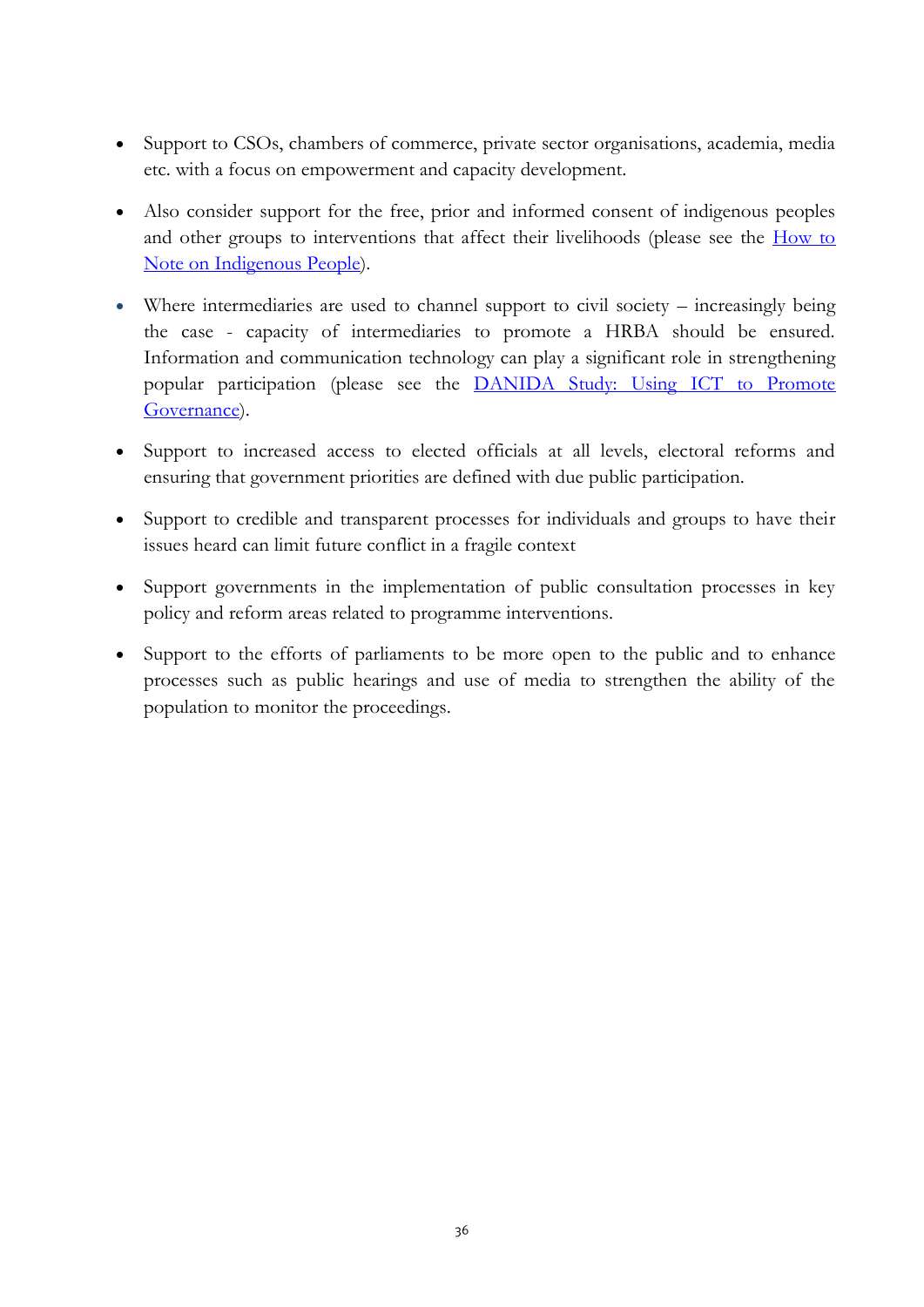- Support to CSOs, chambers of commerce, private sector organisations, academia, media etc. with a focus on empowerment and capacity development.
- Also consider support for the free, prior and informed consent of indigenous peoples and other groups to interventions that affect their livelihoods (please see the How to Note on Indigenous People).
- Where intermediaries are used to channel support to civil society – increasingly being the case - capacity of intermediaries to promote a HRBA should be ensured. Information and communication technology can play a significant role in strengthening popular participation (please see the DANIDA Study: Using ICT to Promote Governance).
- Support to increased access to elected officials at all levels, electoral reforms and ensuring that government priorities are defined with due public participation.
- Support to credible and transparent processes for individuals and groups to have their issues heard can limit future conflict in a fragile context
- Support governments in the implementation of public consultation processes in key policy and reform areas related to programme interventions.
- Support to the efforts of parliaments to be more open to the public and to enhance processes such as public hearings and use of media to strengthen the ability of the population to monitor the proceedings.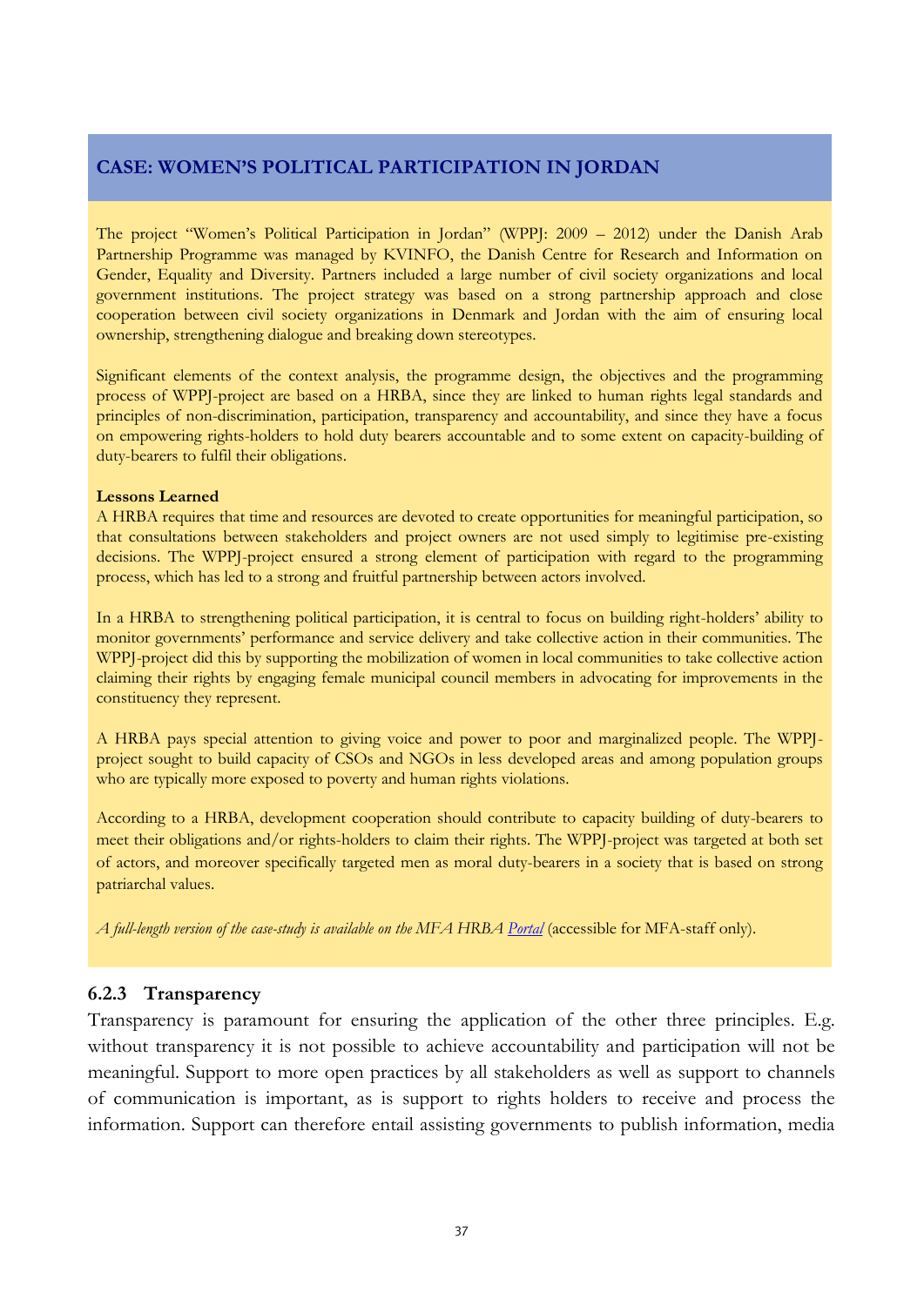## CASE: WOMEN'S POLITICAL PARTICIPATION IN JORDAN

The project "Women's Political Participation in Jordan" (WPPJ: 2009 – 2012) under the Danish Arab Partnership Programme was managed by KVINFO, the Danish Centre for Research and Information on Gender, Equality and Diversity. Partners included a large number of civil society organizations and local government institutions. The project strategy was based on a strong partnership approach and close cooperation between civil society organizations in Denmark and Jordan with the aim of ensuring local ownership, strengthening dialogue and breaking down stereotypes.

Significant elements of the context analysis, the programme design, the objectives and the programming process of WPPJ-project are based on a HRBA, since they are linked to human rights legal standards and principles of non-discrimination, participation, transparency and accountability, and since they have a focus on empowering rights-holders to hold duty bearers accountable and to some extent on capacity-building of duty-bearers to fulfil their obligations.

**Lessons Learned**

A HRBA requires that time and resources are devoted to create opportunities for meaningful participation, so that consultations between stakeholders and project owners are not used simply to legitimise pre-existing decisions. The WPPJ-project ensured a strong element of participation with regard to the programming process, which has led to a strong and fruitful partnership between actors involved.

In a HRBA to strengthening political participation, it is central to focus on building right-holders' ability to monitor governments' performance and service delivery and take collective action in their communities. The WPPJ-project did this by supporting the mobilization of women in local communities to take collective action claiming their rights by engaging female municipal council members in advocating for improvements in the constituency they represent.

A HRBA pays special attention to giving voice and power to poor and marginalized people. The WPPJ-project sought to build capacity of CSOs and NGOs in less developed areas and among population groups who are typically more exposed to poverty and human rights violations.

According to a HRBA, development cooperation should contribute to capacity building of duty-bearers to meet their obligations and/or rights-holders to claim their rights. The WPPJ-project was targeted at both set of actors, and moreover specifically targeted men as moral duty-bearers in a society that is based on strong patriarchal values.

*A full-length version of the case-study is available on the MFA HRBA Portal* (accessible for MFA-staff only).

### 6.2.3 Transparency

Transparency is paramount for ensuring the application of the other three principles. E.g. without transparency it is not possible to achieve accountability and participation will not be meaningful. Support to more open practices by all stakeholders as well as support to channels of communication is important, as is support to rights holders to receive and process the information. Support can therefore entail assisting governments to publish information, media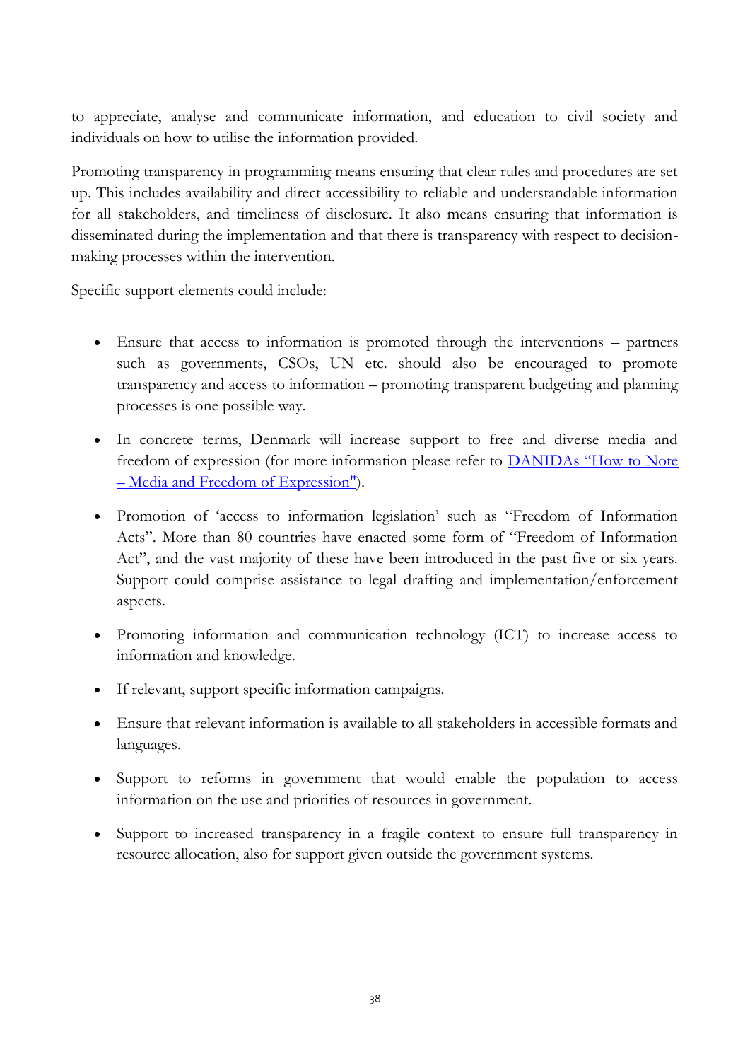to appreciate, analyse and communicate information, and education to civil society and individuals on how to utilise the information provided.

Promoting transparency in programming means ensuring that clear rules and procedures are set up. This includes availability and direct accessibility to reliable and understandable information for all stakeholders, and timeliness of disclosure. It also means ensuring that information is disseminated during the implementation and that there is transparency with respect to decision-making processes within the intervention.

Specific support elements could include:

- Ensure that access to information is promoted through the interventions – partners such as governments, CSOs, UN etc. should also be encouraged to promote transparency and access to information – promoting transparent budgeting and planning processes is one possible way.
- In concrete terms, Denmark will increase support to free and diverse media and freedom of expression (for more information please refer to [DANIDAs "How to Note – Media and Freedom of Expression"]).
- Promotion of 'access to information legislation' such as "Freedom of Information Acts". More than 80 countries have enacted some form of "Freedom of Information Act", and the vast majority of these have been introduced in the past five or six years. Support could comprise assistance to legal drafting and implementation/enforcement aspects.
- Promoting information and communication technology (ICT) to increase access to information and knowledge.
- If relevant, support specific information campaigns.
- Ensure that relevant information is available to all stakeholders in accessible formats and languages.
- Support to reforms in government that would enable the population to access information on the use and priorities of resources in government.
- Support to increased transparency in a fragile context to ensure full transparency in resource allocation, also for support given outside the government systems.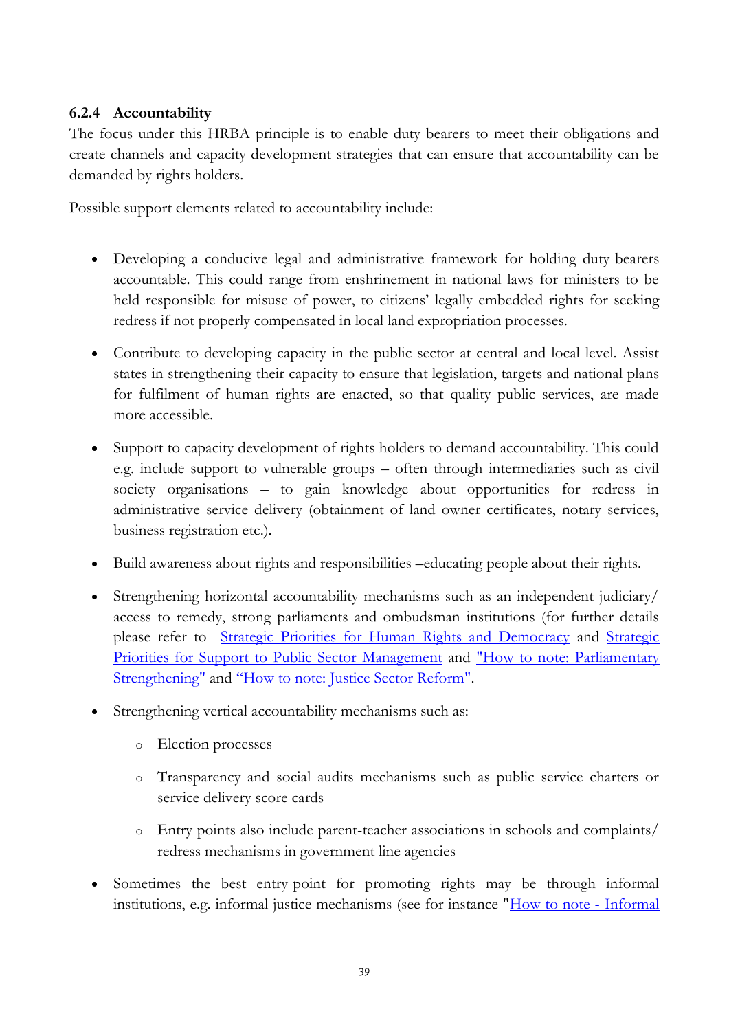### 6.2.4 Accountability

The focus under this HRBA principle is to enable duty-bearers to meet their obligations and create channels and capacity development strategies that can ensure that accountability can be demanded by rights holders.

Possible support elements related to accountability include:

- Developing a conducive legal and administrative framework for holding duty-bearers accountable. This could range from enshrinement in national laws for ministers to be held responsible for misuse of power, to citizens' legally embedded rights for seeking redress if not properly compensated in local land expropriation processes.

- Contribute to developing capacity in the public sector at central and local level. Assist states in strengthening their capacity to ensure that legislation, targets and national plans for fulfilment of human rights are enacted, so that quality public services, are made more accessible.

- Support to capacity development of rights holders to demand accountability. This could e.g. include support to vulnerable groups – often through intermediaries such as civil society organisations – to gain knowledge about opportunities for redress in administrative service delivery (obtainment of land owner certificates, notary services, business registration etc.).

- Build awareness about rights and responsibilities –educating people about their rights.

- Strengthening horizontal accountability mechanisms such as an independent judiciary/ access to remedy, strong parliaments and ombudsman institutions (for further details please refer to [Strategic Priorities for Human Rights and Democracy]() and [Strategic Priorities for Support to Public Sector Management]() and ["How to note: Parliamentary Strengthening"]() and ["How to note: Justice Sector Reform"]().

- Strengthening vertical accountability mechanisms such as:
  - Election processes
  - Transparency and social audits mechanisms such as public service charters or service delivery score cards
  - Entry points also include parent-teacher associations in schools and complaints/ redress mechanisms in government line agencies

- Sometimes the best entry-point for promoting rights may be through informal institutions, e.g. informal justice mechanisms (see for instance "[How to note - Informal]()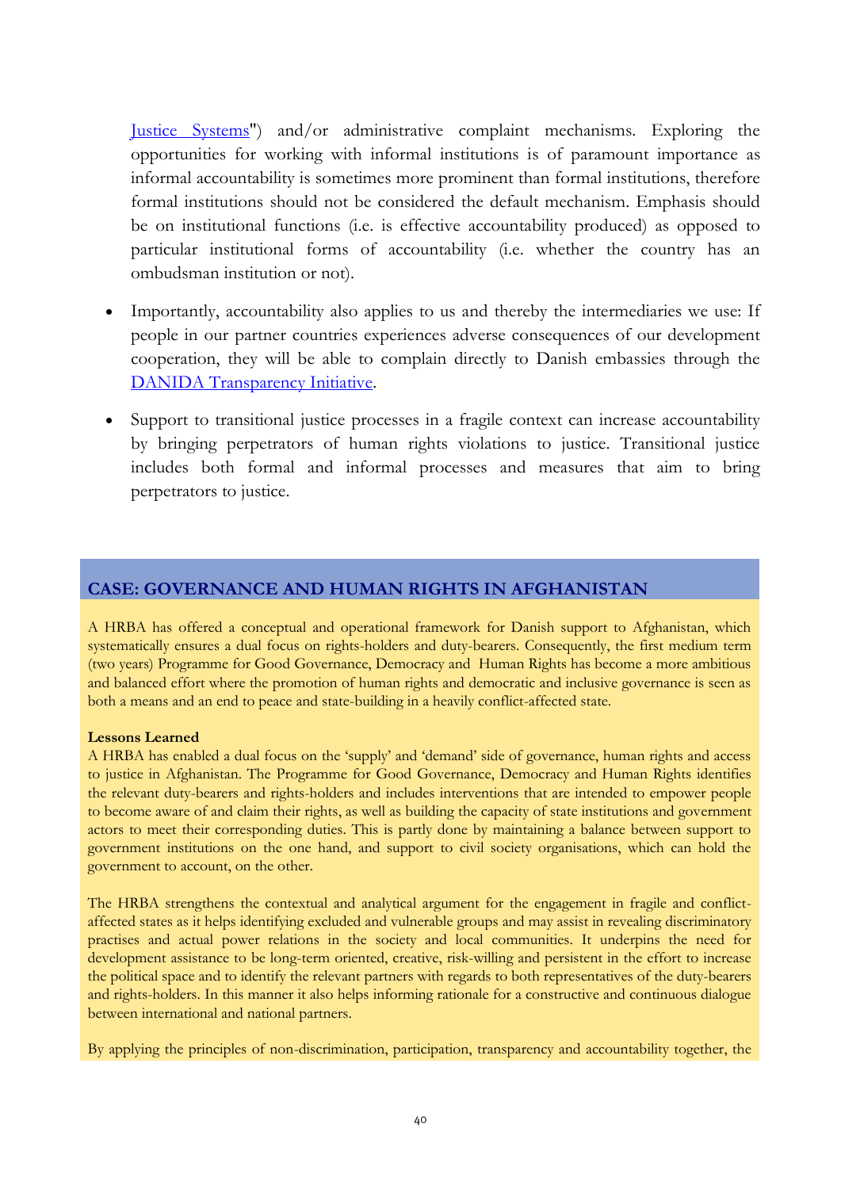Justice Systems") and/or administrative complaint mechanisms. Exploring the opportunities for working with informal institutions is of paramount importance as informal accountability is sometimes more prominent than formal institutions, therefore formal institutions should not be considered the default mechanism. Emphasis should be on institutional functions (i.e. is effective accountability produced) as opposed to particular institutional forms of accountability (i.e. whether the country has an ombudsman institution or not).

- Importantly, accountability also applies to us and thereby the intermediaries we use: If people in our partner countries experiences adverse consequences of our development cooperation, they will be able to complain directly to Danish embassies through the DANIDA Transparency Initiative.

- Support to transitional justice processes in a fragile context can increase accountability by bringing perpetrators of human rights violations to justice. Transitional justice includes both formal and informal processes and measures that aim to bring perpetrators to justice.

## CASE: GOVERNANCE AND HUMAN RIGHTS IN AFGHANISTAN

A HRBA has offered a conceptual and operational framework for Danish support to Afghanistan, which systematically ensures a dual focus on rights-holders and duty-bearers. Consequently, the first medium term (two years) Programme for Good Governance, Democracy and Human Rights has become a more ambitious and balanced effort where the promotion of human rights and democratic and inclusive governance is seen as both a means and an end to peace and state-building in a heavily conflict-affected state.

**Lessons Learned**

A HRBA has enabled a dual focus on the 'supply' and 'demand' side of governance, human rights and access to justice in Afghanistan. The Programme for Good Governance, Democracy and Human Rights identifies the relevant duty-bearers and rights-holders and includes interventions that are intended to empower people to become aware of and claim their rights, as well as building the capacity of state institutions and government actors to meet their corresponding duties. This is partly done by maintaining a balance between support to government institutions on the one hand, and support to civil society organisations, which can hold the government to account, on the other.

The HRBA strengthens the contextual and analytical argument for the engagement in fragile and conflict-affected states as it helps identifying excluded and vulnerable groups and may assist in revealing discriminatory practises and actual power relations in the society and local communities. It underpins the need for development assistance to be long-term oriented, creative, risk-willing and persistent in the effort to increase the political space and to identify the relevant partners with regards to both representatives of the duty-bearers and rights-holders. In this manner it also helps informing rationale for a constructive and continuous dialogue between international and national partners.

By applying the principles of non-discrimination, participation, transparency and accountability together, the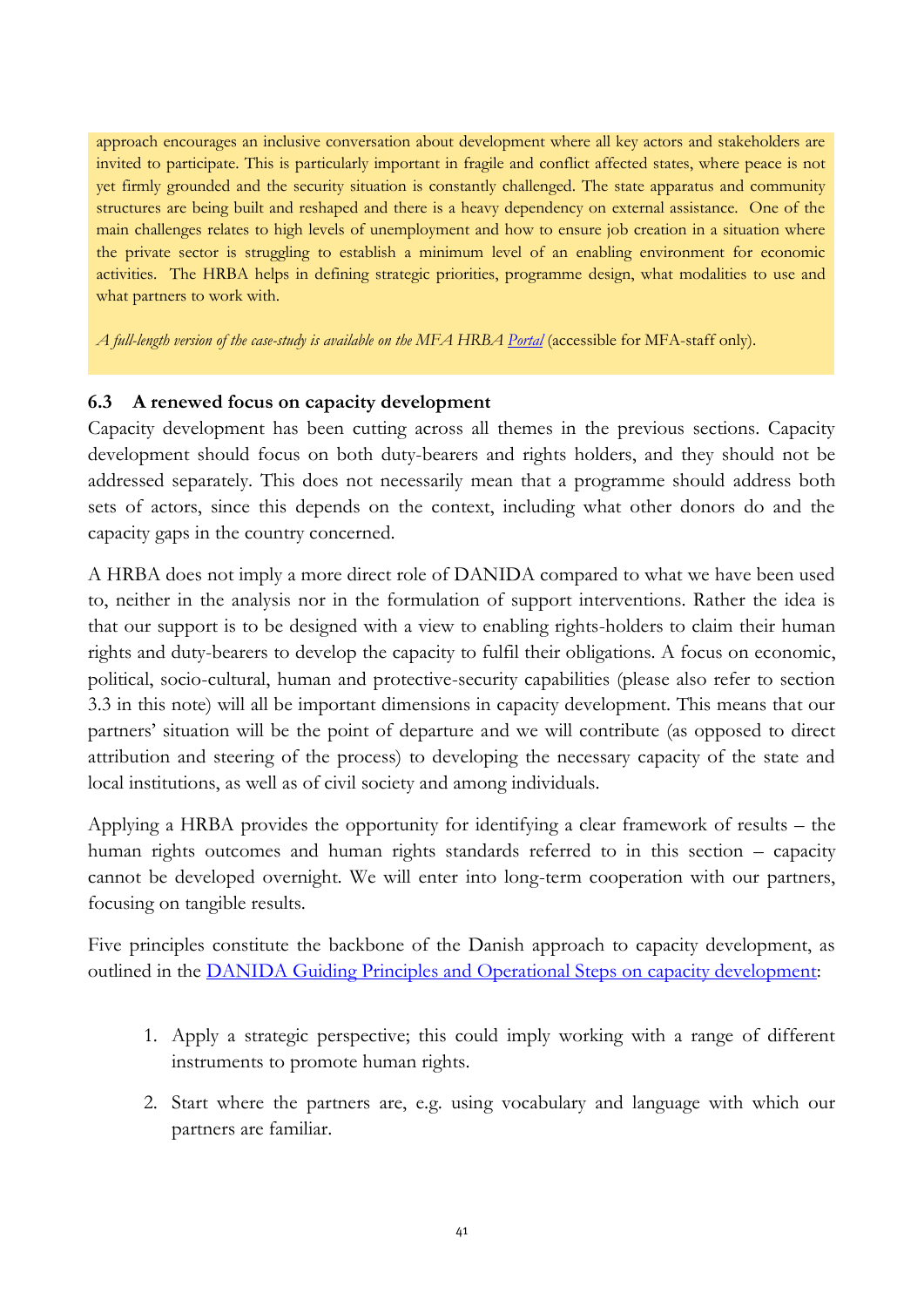approach encourages an inclusive conversation about development where all key actors and stakeholders are invited to participate. This is particularly important in fragile and conflict affected states, where peace is not yet firmly grounded and the security situation is constantly challenged. The state apparatus and community structures are being built and reshaped and there is a heavy dependency on external assistance. One of the main challenges relates to high levels of unemployment and how to ensure job creation in a situation where the private sector is struggling to establish a minimum level of an enabling environment for economic activities. The HRBA helps in defining strategic priorities, programme design, what modalities to use and what partners to work with.

*A full-length version of the case-study is available on the MFA HRBA Portal* (accessible for MFA-staff only).

### 6.3 A renewed focus on capacity development

Capacity development has been cutting across all themes in the previous sections. Capacity development should focus on both duty-bearers and rights holders, and they should not be addressed separately. This does not necessarily mean that a programme should address both sets of actors, since this depends on the context, including what other donors do and the capacity gaps in the country concerned.

A HRBA does not imply a more direct role of DANIDA compared to what we have been used to, neither in the analysis nor in the formulation of support interventions. Rather the idea is that our support is to be designed with a view to enabling rights-holders to claim their human rights and duty-bearers to develop the capacity to fulfil their obligations. A focus on economic, political, socio-cultural, human and protective-security capabilities (please also refer to section 3.3 in this note) will all be important dimensions in capacity development. This means that our partners' situation will be the point of departure and we will contribute (as opposed to direct attribution and steering of the process) to developing the necessary capacity of the state and local institutions, as well as of civil society and among individuals.

Applying a HRBA provides the opportunity for identifying a clear framework of results – the human rights outcomes and human rights standards referred to in this section – capacity cannot be developed overnight. We will enter into long-term cooperation with our partners, focusing on tangible results.

Five principles constitute the backbone of the Danish approach to capacity development, as outlined in the DANIDA Guiding Principles and Operational Steps on capacity development:

1. Apply a strategic perspective; this could imply working with a range of different instruments to promote human rights.
2. Start where the partners are, e.g. using vocabulary and language with which our partners are familiar.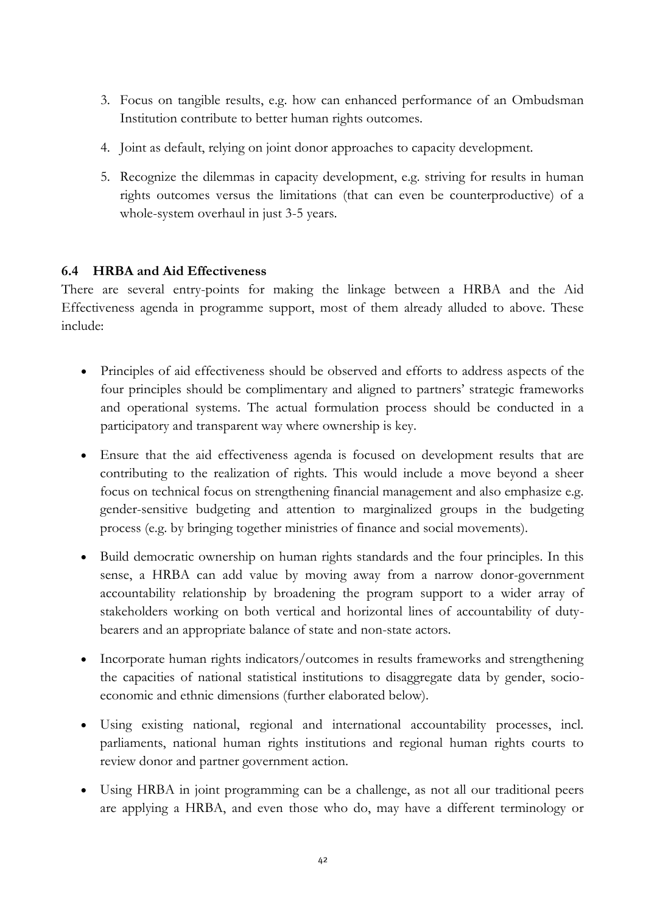3. Focus on tangible results, e.g. how can enhanced performance of an Ombudsman Institution contribute to better human rights outcomes.
4. Joint as default, relying on joint donor approaches to capacity development.
5. Recognize the dilemmas in capacity development, e.g. striving for results in human rights outcomes versus the limitations (that can even be counterproductive) of a whole-system overhaul in just 3-5 years.

### 6.4 HRBA and Aid Effectiveness

There are several entry-points for making the linkage between a HRBA and the Aid Effectiveness agenda in programme support, most of them already alluded to above. These include:

- Principles of aid effectiveness should be observed and efforts to address aspects of the four principles should be complimentary and aligned to partners' strategic frameworks and operational systems. The actual formulation process should be conducted in a participatory and transparent way where ownership is key.
- Ensure that the aid effectiveness agenda is focused on development results that are contributing to the realization of rights. This would include a move beyond a sheer focus on technical focus on strengthening financial management and also emphasize e.g. gender-sensitive budgeting and attention to marginalized groups in the budgeting process (e.g. by bringing together ministries of finance and social movements).
- Build democratic ownership on human rights standards and the four principles. In this sense, a HRBA can add value by moving away from a narrow donor-government accountability relationship by broadening the program support to a wider array of stakeholders working on both vertical and horizontal lines of accountability of duty-bearers and an appropriate balance of state and non-state actors.
- Incorporate human rights indicators/outcomes in results frameworks and strengthening the capacities of national statistical institutions to disaggregate data by gender, socio-economic and ethnic dimensions (further elaborated below).
- Using existing national, regional and international accountability processes, incl. parliaments, national human rights institutions and regional human rights courts to review donor and partner government action.
- Using HRBA in joint programming can be a challenge, as not all our traditional peers are applying a HRBA, and even those who do, may have a different terminology or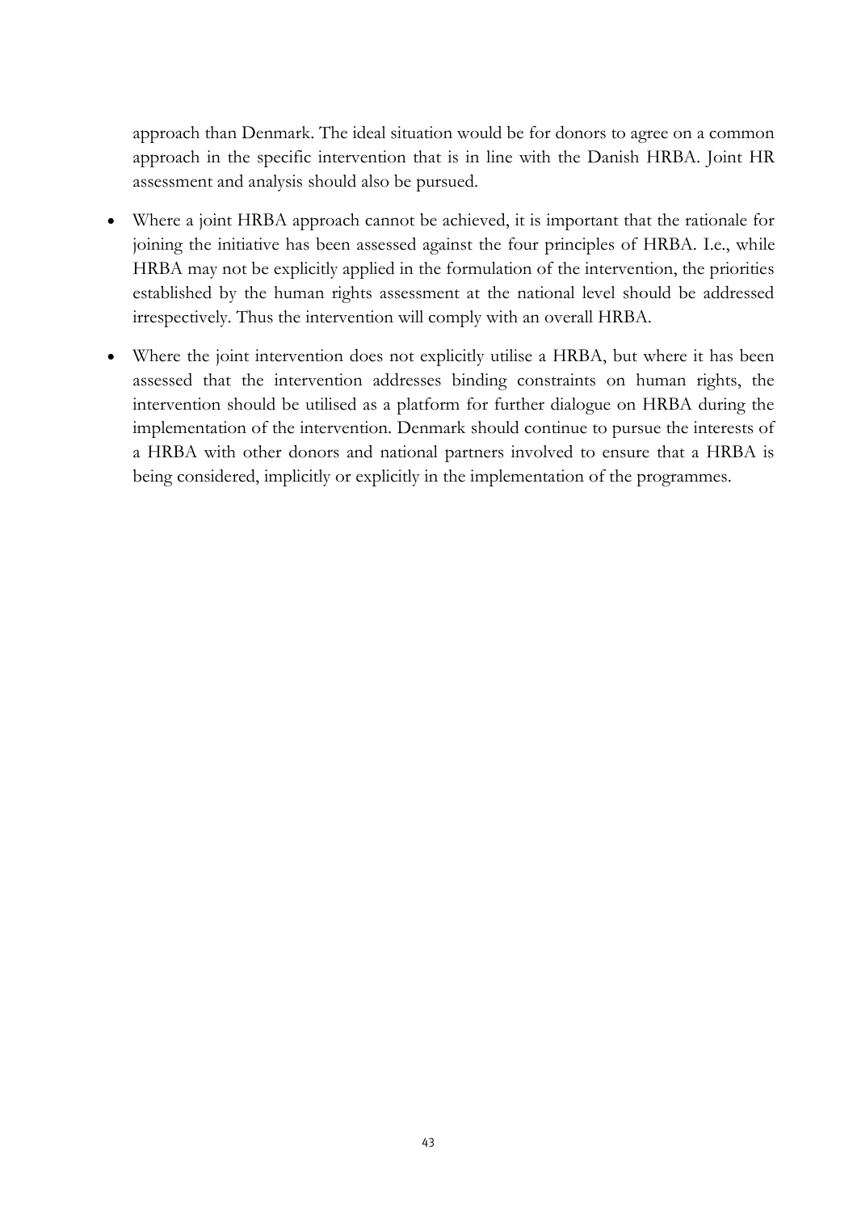approach than Denmark. The ideal situation would be for donors to agree on a common approach in the specific intervention that is in line with the Danish HRBA. Joint HR assessment and analysis should also be pursued.

- Where a joint HRBA approach cannot be achieved, it is important that the rationale for joining the initiative has been assessed against the four principles of HRBA. I.e., while HRBA may not be explicitly applied in the formulation of the intervention, the priorities established by the human rights assessment at the national level should be addressed irrespectively. Thus the intervention will comply with an overall HRBA.
- Where the joint intervention does not explicitly utilise a HRBA, but where it has been assessed that the intervention addresses binding constraints on human rights, the intervention should be utilised as a platform for further dialogue on HRBA during the implementation of the intervention. Denmark should continue to pursue the interests of a HRBA with other donors and national partners involved to ensure that a HRBA is being considered, implicitly or explicitly in the implementation of the programmes.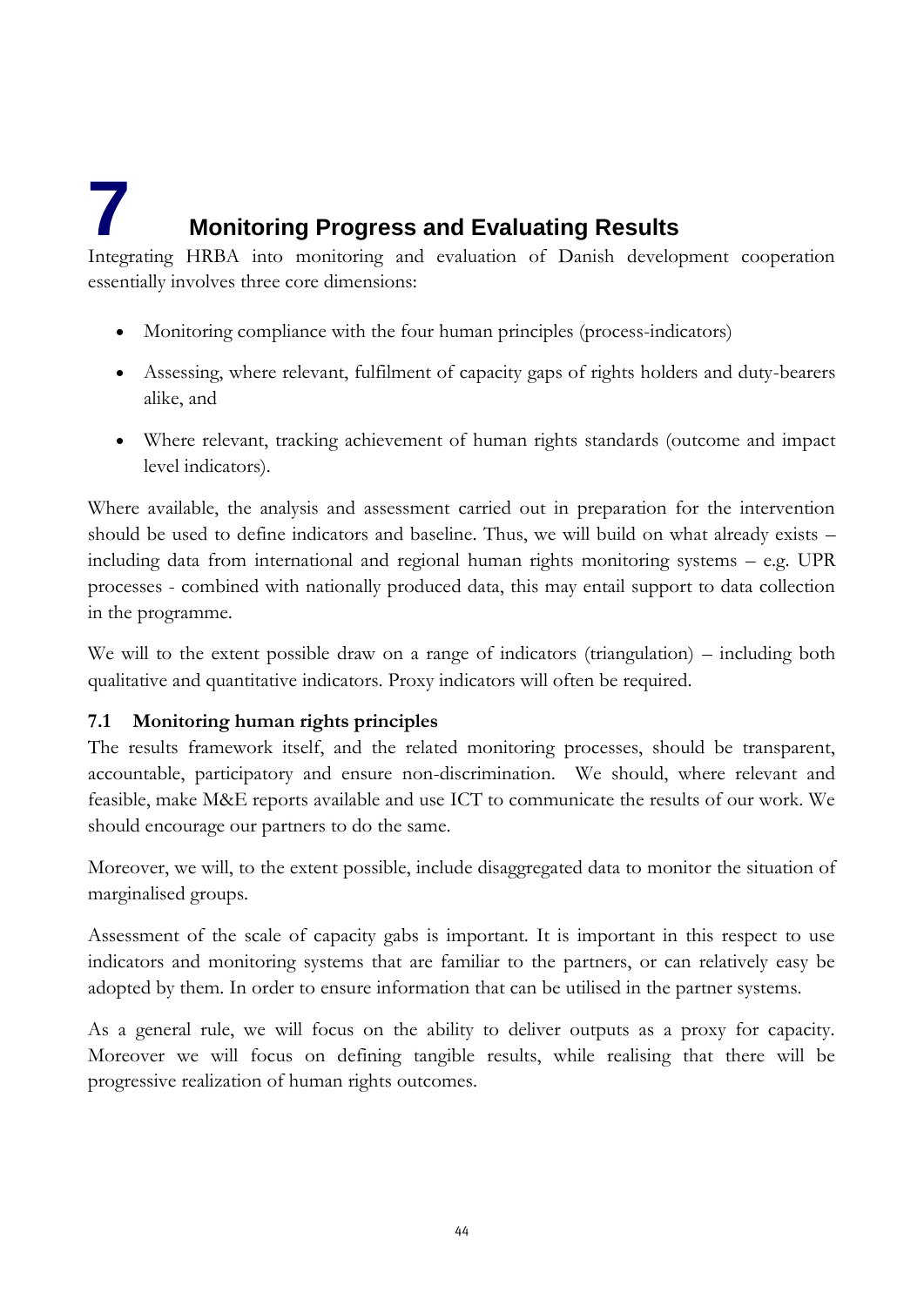# 7 Monitoring Progress and Evaluating Results

Integrating HRBA into monitoring and evaluation of Danish development cooperation essentially involves three core dimensions:

- Monitoring compliance with the four human principles (process-indicators)
- Assessing, where relevant, fulfilment of capacity gaps of rights holders and duty-bearers alike, and
- Where relevant, tracking achievement of human rights standards (outcome and impact level indicators).

Where available, the analysis and assessment carried out in preparation for the intervention should be used to define indicators and baseline. Thus, we will build on what already exists – including data from international and regional human rights monitoring systems – e.g. UPR processes - combined with nationally produced data, this may entail support to data collection in the programme.

We will to the extent possible draw on a range of indicators (triangulation) – including both qualitative and quantitative indicators. Proxy indicators will often be required.

## 7.1 Monitoring human rights principles

The results framework itself, and the related monitoring processes, should be transparent, accountable, participatory and ensure non-discrimination. We should, where relevant and feasible, make M&E reports available and use ICT to communicate the results of our work. We should encourage our partners to do the same.

Moreover, we will, to the extent possible, include disaggregated data to monitor the situation of marginalised groups.

Assessment of the scale of capacity gabs is important. It is important in this respect to use indicators and monitoring systems that are familiar to the partners, or can relatively easy be adopted by them. In order to ensure information that can be utilised in the partner systems.

As a general rule, we will focus on the ability to deliver outputs as a proxy for capacity. Moreover we will focus on defining tangible results, while realising that there will be progressive realization of human rights outcomes.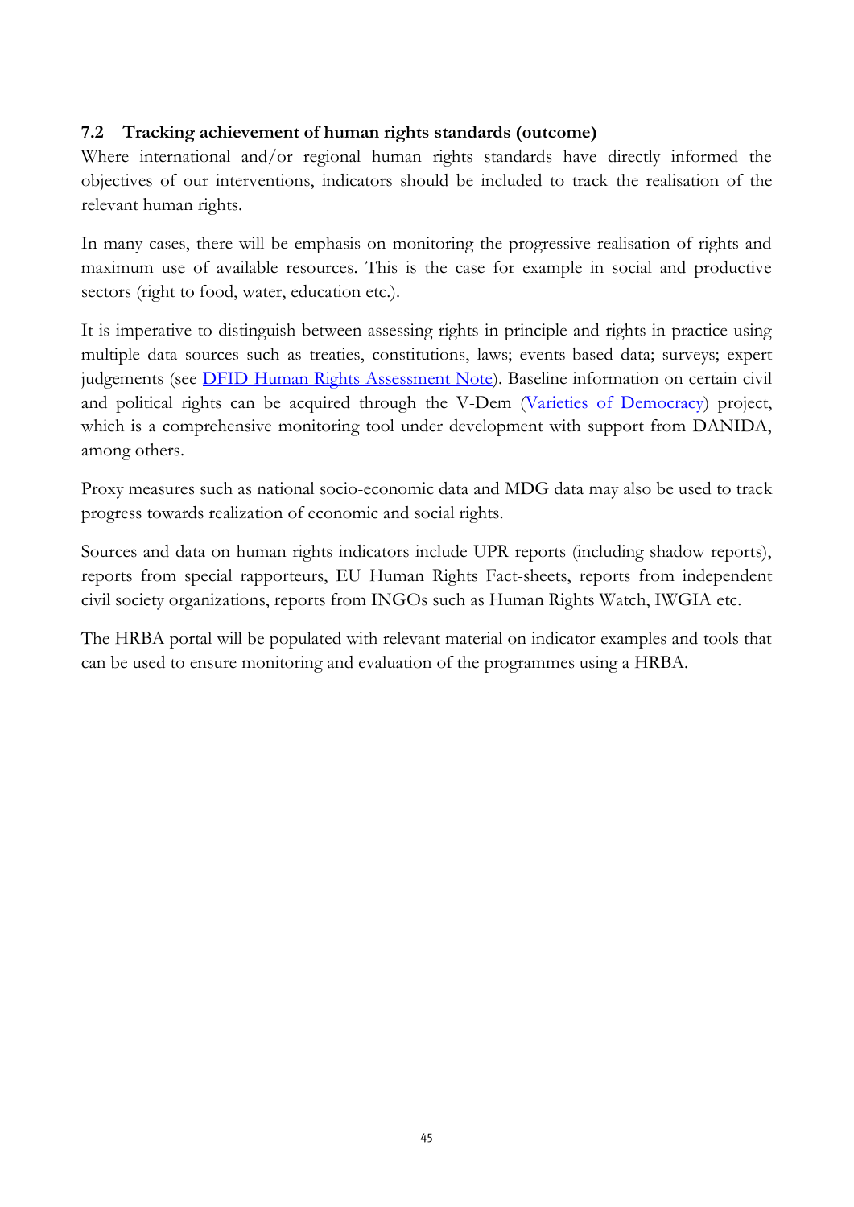### 7.2 Tracking achievement of human rights standards (outcome)

Where international and/or regional human rights standards have directly informed the objectives of our interventions, indicators should be included to track the realisation of the relevant human rights.

In many cases, there will be emphasis on monitoring the progressive realisation of rights and maximum use of available resources. This is the case for example in social and productive sectors (right to food, water, education etc.).

It is imperative to distinguish between assessing rights in principle and rights in practice using multiple data sources such as treaties, constitutions, laws; events-based data; surveys; expert judgements (see [DFID Human Rights Assessment Note]). Baseline information on certain civil and political rights can be acquired through the V-Dem ([Varieties of Democracy]) project, which is a comprehensive monitoring tool under development with support from DANIDA, among others.

Proxy measures such as national socio-economic data and MDG data may also be used to track progress towards realization of economic and social rights.

Sources and data on human rights indicators include UPR reports (including shadow reports), reports from special rapporteurs, EU Human Rights Fact-sheets, reports from independent civil society organizations, reports from INGOs such as Human Rights Watch, IWGIA etc.

The HRBA portal will be populated with relevant material on indicator examples and tools that can be used to ensure monitoring and evaluation of the programmes using a HRBA.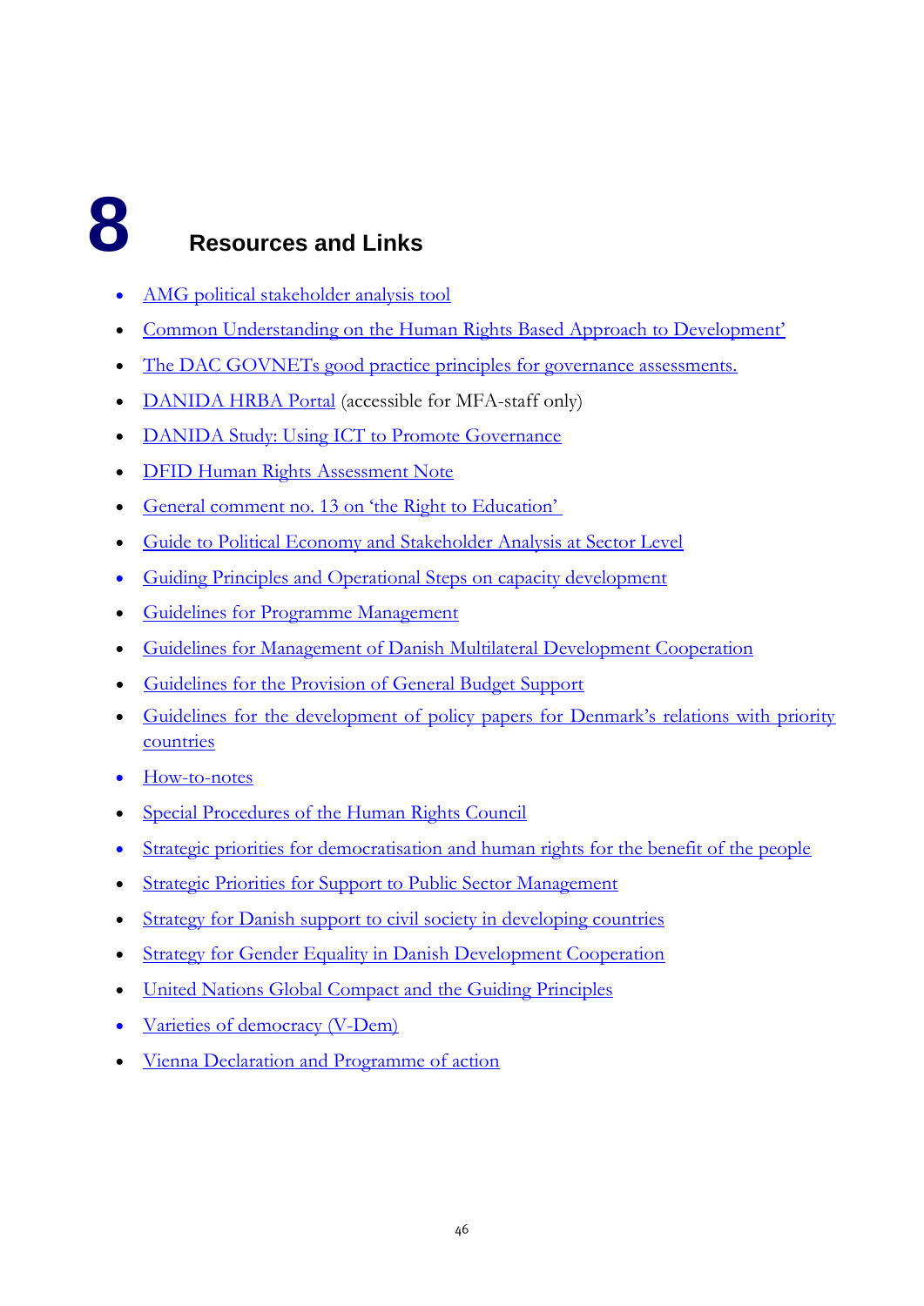# 8 Resources and Links

- AMG political stakeholder analysis tool
- Common Understanding on the Human Rights Based Approach to Development'
- The DAC GOVNETs good practice principles for governance assessments.
- DANIDA HRBA Portal (accessible for MFA-staff only)
- DANIDA Study: Using ICT to Promote Governance
- DFID Human Rights Assessment Note
- General comment no. 13 on 'the Right to Education'
- Guide to Political Economy and Stakeholder Analysis at Sector Level
- Guiding Principles and Operational Steps on capacity development
- Guidelines for Programme Management
- Guidelines for Management of Danish Multilateral Development Cooperation
- Guidelines for the Provision of General Budget Support
- Guidelines for the development of policy papers for Denmark's relations with priority countries
- How-to-notes
- Special Procedures of the Human Rights Council
- Strategic priorities for democratisation and human rights for the benefit of the people
- Strategic Priorities for Support to Public Sector Management
- Strategy for Danish support to civil society in developing countries
- Strategy for Gender Equality in Danish Development Cooperation
- United Nations Global Compact and the Guiding Principles
- Varieties of democracy (V-Dem)
- Vienna Declaration and Programme of action